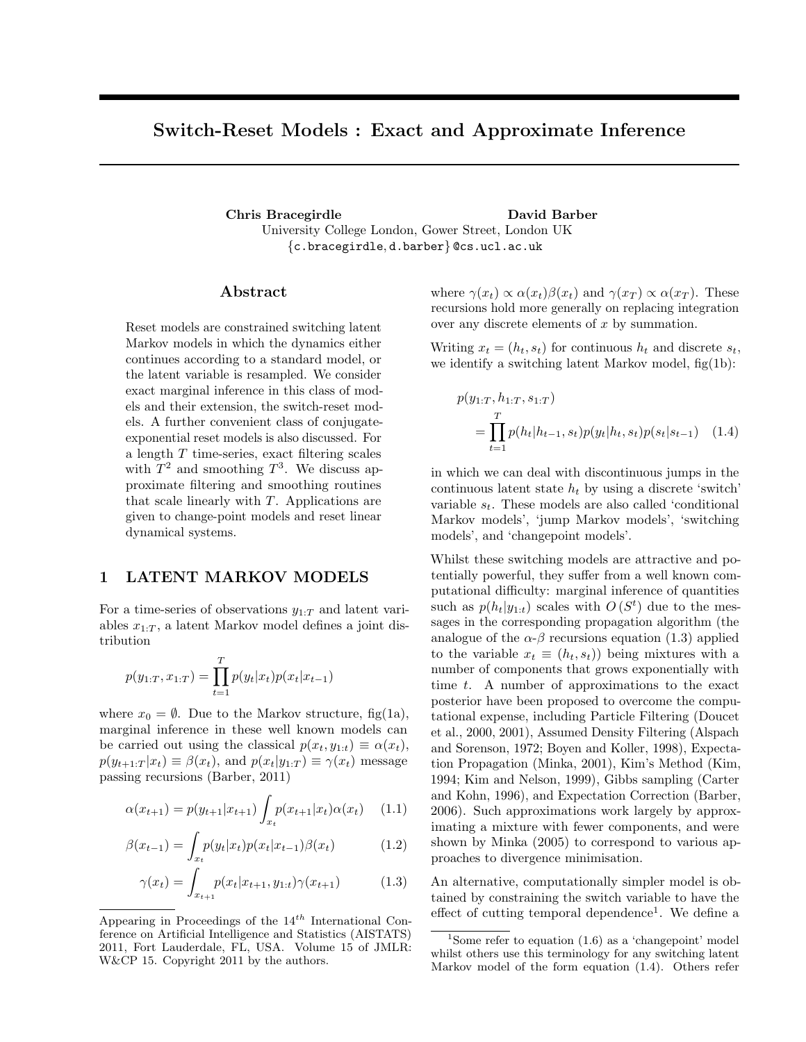# Switch-Reset Models : Exact and Approximate Inference

**Chris Bracegirdle** **David Barber**
University College London, Gower Street, London UK
{c.bracegirdle, d.barber}@cs.ucl.ac.uk

## Abstract

Reset models are constrained switching latent Markov models in which the dynamics either continues according to a standard model, or the latent variable is resampled. We consider exact marginal inference in this class of models and their extension, the switch-reset models. A further convenient class of conjugate-exponential reset models is also discussed. For a length $T$ time-series, exact filtering scales with $T^2$ and smoothing $T^3$. We discuss approximate filtering and smoothing routines that scale linearly with $T$. Applications are given to change-point models and reset linear dynamical systems.

## 1 LATENT MARKOV MODELS

For a time-series of observations $y_{1:T}$ and latent variables $x_{1:T}$, a latent Markov model defines a joint distribution

$$p(y_{1:T}, x_{1:T}) = \prod_{t=1}^{T} p(y_t|x_t)p(x_t|x_{t-1})$$

where $x_0 = \emptyset$. Due to the Markov structure, fig(1a), marginal inference in these well known models can be carried out using the classical $p(x_t, y_{1:t}) \equiv \alpha(x_t)$, $p(y_{t+1:T}|x_t) \equiv \beta(x_t)$, and $p(x_t|y_{1:T}) \equiv \gamma(x_t)$ message passing recursions (Barber, 2011)

$$\alpha(x_{t+1}) = p(y_{t+1}|x_{t+1}) \int_{x_t} p(x_{t+1}|x_t)\alpha(x_t) \quad (1.1)$$

$$\beta(x_{t-1}) = \int_{x_t} p(y_t|x_t)p(x_t|x_{t-1})\beta(x_t) \quad (1.2)$$

$$\gamma(x_t) = \int_{x_{t+1}} p(x_t|x_{t+1}, y_{1:t})\gamma(x_{t+1}) \quad (1.3)$$

where $\gamma(x_t) \propto \alpha(x_t)\beta(x_t)$ and $\gamma(x_T) \propto \alpha(x_T)$. These recursions hold more generally on replacing integration over any discrete elements of $x$ by summation.

Writing $x_t = (h_t, s_t)$ for continuous $h_t$ and discrete $s_t$, we identify a switching latent Markov model, fig(1b):

$$p(y_{1:T}, h_{1:T}, s_{1:T}) = \prod_{t=1}^{T} p(h_t|h_{t-1}, s_t)p(y_t|h_t, s_t)p(s_t|s_{t-1}) \quad (1.4)$$

in which we can deal with discontinuous jumps in the continuous latent state $h_t$ by using a discrete 'switch' variable $s_t$. These models are also called 'conditional Markov models', 'jump Markov models', 'switching models', and 'changepoint models'.

Whilst these switching models are attractive and potentially powerful, they suffer from a well known computational difficulty: marginal inference of quantities such as $p(h_t|y_{1:t})$ scales with $O(S^t)$ due to the messages in the corresponding propagation algorithm (the analogue of the $\alpha$-$\beta$ recursions equation (1.3) applied to the variable $x_t \equiv (h_t, s_t)$) being mixtures with a number of components that grows exponentially with time $t$. A number of approximations to the exact posterior have been proposed to overcome the computational expense, including Particle Filtering (Doucet et al., 2000, 2001), Assumed Density Filtering (Alspach and Sorenson, 1972; Boyen and Koller, 1998), Expectation Propagation (Minka, 2001), Kim's Method (Kim, 1994; Kim and Nelson, 1999), Gibbs sampling (Carter and Kohn, 1996), and Expectation Correction (Barber, 2006). Such approximations work largely by approximating a mixture with fewer components, and were shown by Minka (2005) to correspond to various approaches to divergence minimisation.

An alternative, computationally simpler model is obtained by constraining the switch variable to have the effect of cutting temporal dependence[1]. We define a

Appearing in Proceedings of the 14[th] International Conference on Artificial Intelligence and Statistics (AISTATS) 2011, Fort Lauderdale, FL, USA. Volume 15 of JMLR: W&CP 15. Copyright 2011 by the authors.

[1]Some refer to equation (1.6) as a 'changepoint' model whilst others use this terminology for any switching latent Markov model of the form equation (1.4). Others refer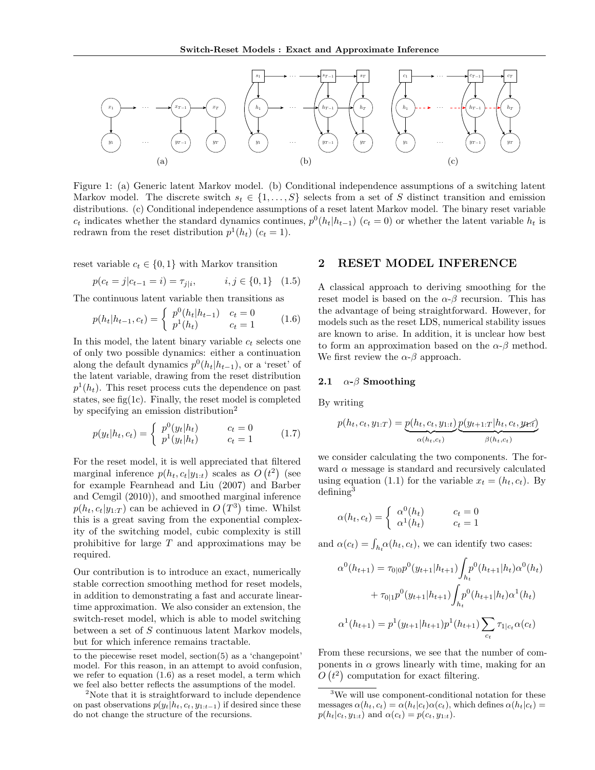Figure 1: (a) Generic latent Markov model. (b) Conditional independence assumptions of a switching latent Markov model. The discrete switch $s_t \in \{1, \ldots, S\}$ selects from a set of $S$ distinct transition and emission distributions. (c) Conditional independence assumptions of a reset latent Markov model. The binary reset variable $c_t$ indicates whether the standard dynamics continues, $p^0(h_t|h_{t-1})$ ($c_t = 0$) or whether the latent variable $h_t$ is redrawn from the reset distribution $p^1(h_t)$ ($c_t = 1$).

reset variable $c_t \in \{0, 1\}$ with Markov transition

$$p(c_t = j|c_{t-1} = i) = \tau_{j|i}, \qquad i, j \in \{0, 1\} \quad (1.5)$$

The continuous latent variable then transitions as

$$p(h_t|h_{t-1}, c_t) = \begin{cases} p^0(h_t|h_{t-1}) & c_t = 0 \\ p^1(h_t) & c_t = 1 \end{cases} \quad (1.6)$$

In this model, the latent binary variable $c_t$ selects one of only two possible dynamics: either a continuation along the default dynamics $p^0(h_t|h_{t-1})$, or a 'reset' of the latent variable, drawing from the reset distribution $p^1(h_t)$. This reset process cuts the dependence on past states, see fig(1c). Finally, the reset model is completed by specifying an emission distribution[2]

$$p(y_t|h_t, c_t) = \begin{cases} p^0(y_t|h_t) & c_t = 0 \\ p^1(y_t|h_t) & c_t = 1 \end{cases} \quad (1.7)$$

For the reset model, it is well appreciated that filtered marginal inference $p(h_t, c_t|y_{1:t})$ scales as $O(t^2)$ (see for example Fearnhead and Liu (2007) and Barber and Cemgil (2010)), and smoothed marginal inference $p(h_t, c_t|y_{1:T})$ can be achieved in $O(T^3)$ time. Whilst this is a great saving from the exponential complexity of the switching model, cubic complexity is still prohibitive for large $T$ and approximations may be required.

Our contribution is to introduce an exact, numerically stable correction smoothing method for reset models, in addition to demonstrating a fast and accurate linear-time approximation. We also consider an extension, the switch-reset model, which is able to model switching between a set of $S$ continuous latent Markov models, but for which inference remains tractable.

to the piecewise reset model, section(5) as a 'changepoint' model. For this reason, in an attempt to avoid confusion, we refer to equation (1.6) as a reset model, a term which we feel also better reflects the assumptions of the model.

[2] Note that it is straightforward to include dependence on past observations $p(y_t|h_t, c_t, y_{1:t-1})$ if desired since these do not change the structure of the recursions.

## 2 RESET MODEL INFERENCE

A classical approach to deriving smoothing for the reset model is based on the $\alpha$-$\beta$ recursion. This has the advantage of being straightforward. However, for models such as the reset LDS, numerical stability issues are known to arise. In addition, it is unclear how best to form an approximation based on the $\alpha$-$\beta$ method. We first review the $\alpha$-$\beta$ approach.

### 2.1 $\alpha$-$\beta$ Smoothing

By writing

$$p(h_t, c_t, y_{1:T}) = \underbrace{p(h_t, c_t, y_{1:t})}_{\alpha(h_t, c_t)} \underbrace{p(y_{t+1:T}|h_t, c_t, \cancel{y_{1:t}})}_{\beta(h_t, c_t)}$$

we consider calculating the two components. The forward $\alpha$ message is standard and recursively calculated using equation (1.1) for the variable $x_t = (h_t, c_t)$. By defining[3]

$$\alpha(h_t, c_t) = \begin{cases} \alpha^0(h_t) & c_t = 0 \\ \alpha^1(h_t) & c_t = 1 \end{cases}$$

and $\alpha(c_t) = \int_{h_t} \alpha(h_t, c_t)$, we can identify two cases:

$$\alpha^0(h_{t+1}) = \tau_{0|0} p^0(y_{t+1}|h_{t+1}) \int_{h_t} p^0(h_{t+1}|h_t) \alpha^0(h_t) + \tau_{0|1} p^0(y_{t+1}|h_{t+1}) \int_{h_t} p^0(h_{t+1}|h_t) \alpha^1(h_t)$$

$$\alpha^1(h_{t+1}) = p^1(y_{t+1}|h_{t+1}) p^1(h_{t+1}) \sum_{c_t} \tau_{1|c_t} \alpha(c_t)$$

From these recursions, we see that the number of components in $\alpha$ grows linearly with time, making for an $O(t^2)$ computation for exact filtering.

[3] We will use component-conditional notation for these messages $\alpha(h_t, c_t) = \alpha(h_t|c_t)\alpha(c_t)$, which defines $\alpha(h_t|c_t) = p(h_t|c_t, y_{1:t})$ and $\alpha(c_t) = p(c_t, y_{1:t})$.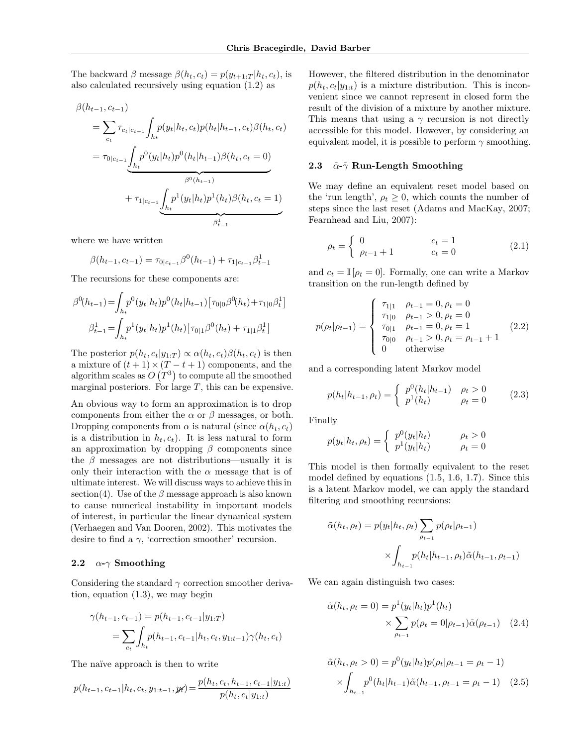The backward $\beta$ message $\beta(h_t, c_t) = p(y_{t+1:T}|h_t, c_t)$, is also calculated recursively using equation (1.2) as

$$
\begin{aligned}
&\beta(h_{t-1}, c_{t-1}) \\
&= \sum_{c_t} \tau_{c_t|c_{t-1}} \int_{h_t} p(y_t|h_t, c_t) p(h_t|h_{t-1}, c_t) \beta(h_t, c_t) \\
&= \tau_{0|c_{t-1}} \underbrace{\int_{h_t} p^0(y_t|h_t) p^0(h_t|h_{t-1}) \beta(h_t, c_t = 0)}_{\beta^0(h_{t-1})} \\
&\quad + \tau_{1|c_{t-1}} \underbrace{\int_{h_t} p^1(y_t|h_t) p^1(h_t) \beta(h_t, c_t = 1)}_{\beta^1_{t-1}}
\end{aligned}
$$

where we have written

$$
\beta(h_{t-1}, c_{t-1}) = \tau_{0|c_{t-1}} \beta^0(h_{t-1}) + \tau_{1|c_{t-1}} \beta^1_{t-1}
$$

The recursions for these components are:

$$
\beta^0(h_{t-1}) = \int_{h_t} p^0(y_t|h_t) p^0(h_t|h_{t-1}) \left[\tau_{0|0} \beta^0(h_t) + \tau_{1|0} \beta^1_t\right]
$$

$$
\beta^1_{t-1} = \int_{h_t} p^1(y_t|h_t) p^1(h_t) \left[\tau_{0|1} \beta^0(h_t) + \tau_{1|1} \beta^1_t\right]
$$

The posterior $p(h_t, c_t|y_{1:T}) \propto \alpha(h_t, c_t)\beta(h_t, c_t)$ is then a mixture of $(t+1) \times (T - t + 1)$ components, and the algorithm scales as $O\left(T^3\right)$ to compute all the smoothed marginal posteriors. For large $T$, this can be expensive.

An obvious way to form an approximation is to drop components from either the $\alpha$ or $\beta$ messages, or both. Dropping components from $\alpha$ is natural (since $\alpha(h_t, c_t)$ is a distribution in $h_t, c_t$). It is less natural to form an approximation by dropping $\beta$ components since the $\beta$ messages are not distributions—usually it is only their interaction with the $\alpha$ message that is of ultimate interest. We will discuss ways to achieve this in section(4). Use of the $\beta$ message approach is also known to cause numerical instability in important models of interest, in particular the linear dynamical system (Verhaegen and Van Dooren, 2002). This motivates the desire to find a $\gamma$, 'correction smoother' recursion.

### 2.2 $\alpha$-$\gamma$ Smoothing

Considering the standard $\gamma$ correction smoother derivation, equation (1.3), we may begin

$$
\begin{aligned}
\gamma(h_{t-1}, c_{t-1}) &= p(h_{t-1}, c_{t-1}|y_{1:T}) \\
&= \sum_{c_t} \int_{h_t} p(h_{t-1}, c_{t-1}|h_t, c_t, y_{1:t-1}) \gamma(h_t, c_t)
\end{aligned}
$$

The naïve approach is then to write

$$
p(h_{t-1}, c_{t-1}|h_t, c_t, y_{1:t-1}, \cancel{y_t}) = \frac{p(h_t, c_t, h_{t-1}, c_{t-1}|y_{1:t})}{p(h_t, c_t|y_{1:t})}
$$

However, the filtered distribution in the denominator $p(h_t, c_t|y_{1:t})$ is a mixture distribution. This is inconvenient since we cannot represent in closed form the result of the division of a mixture by another mixture. This means that using a $\gamma$ recursion is not directly accessible for this model. However, by considering an equivalent model, it is possible to perform $\gamma$ smoothing.

### 2.3 $\tilde{\alpha}$-$\tilde{\gamma}$ Run-Length Smoothing

We may define an equivalent reset model based on the 'run length', $\rho_t \geq 0$, which counts the number of steps since the last reset (Adams and MacKay, 2007; Fearnhead and Liu, 2007):

$$
\rho_t = \begin{cases} 0 & c_t = 1 \\ \rho_{t-1} + 1 & c_t = 0 \end{cases} \tag{2.1}
$$

and $c_t = \mathbb{I}\left[\rho_t = 0\right]$. Formally, one can write a Markov transition on the run-length defined by

$$
p(\rho_t|\rho_{t-1}) = \begin{cases} \tau_{1|1} & \rho_{t-1} = 0, \rho_t = 0 \\ \tau_{1|0} & \rho_{t-1} > 0, \rho_t = 0 \\ \tau_{0|1} & \rho_{t-1} = 0, \rho_t = 1 \\ \tau_{0|0} & \rho_{t-1} > 0, \rho_t = \rho_{t-1} + 1 \\ 0 & \text{otherwise} \end{cases} \tag{2.2}
$$

and a corresponding latent Markov model

$$
p(h_t|h_{t-1}, \rho_t) = \begin{cases} p^0(h_t|h_{t-1}) & \rho_t > 0 \\ p^1(h_t) & \rho_t = 0 \end{cases} \tag{2.3}
$$

Finally

$$
p(y_t|h_t, \rho_t) = \begin{cases} p^0(y_t|h_t) & \rho_t > 0 \\ p^1(y_t|h_t) & \rho_t = 0 \end{cases}
$$

This model is then formally equivalent to the reset model defined by equations (1.5, 1.6, 1.7). Since this is a latent Markov model, we can apply the standard filtering and smoothing recursions:

$$
\begin{aligned}
\tilde{\alpha}(h_t, \rho_t) = p(y_t|h_t, \rho_t) \sum_{\rho_{t-1}} p(\rho_t|\rho_{t-1}) \\
\times \int_{h_{t-1}} p(h_t|h_{t-1}, \rho_t) \tilde{\alpha}(h_{t-1}, \rho_{t-1})
\end{aligned}
$$

We can again distinguish two cases:

$$
\begin{aligned}
\tilde{\alpha}(h_t, \rho_t = 0) = p^1(y_t|h_t) p^1(h_t) \\
\times \sum_{\rho_{t-1}} p(\rho_t = 0|\rho_{t-1}) \tilde{\alpha}(\rho_{t-1})
\end{aligned} \tag{2.4}
$$

$$
\begin{aligned}
\tilde{\alpha}(h_t, \rho_t > 0) = p^0(y_t|h_t) p(\rho_t|\rho_{t-1} = \rho_t - 1) \\
\times \int_{h_{t-1}} p^0(h_t|h_{t-1}) \tilde{\alpha}(h_{t-1}, \rho_{t-1} = \rho_t - 1)
\end{aligned} \tag{2.5}
$$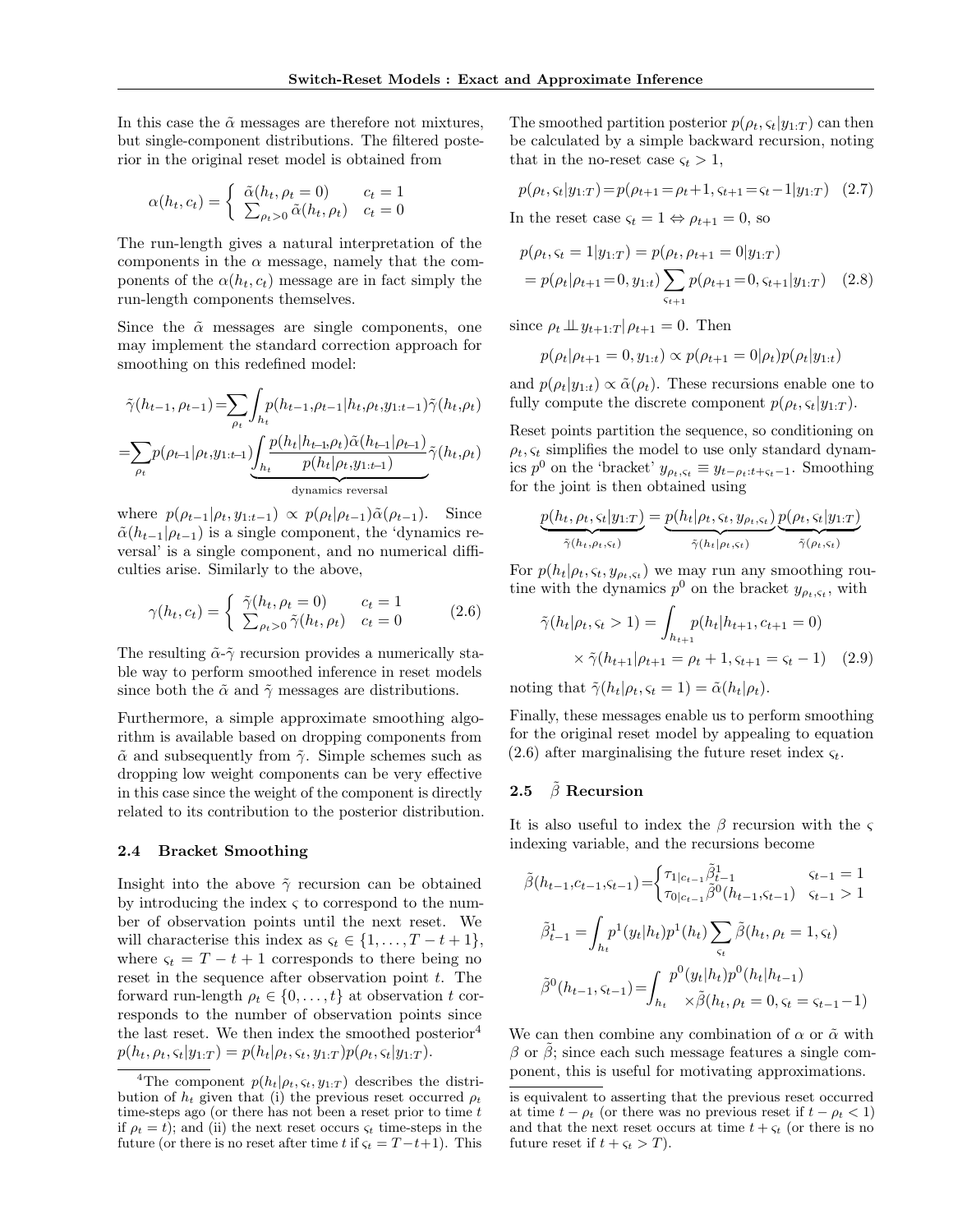In this case the $\tilde{\alpha}$ messages are therefore not mixtures, but single-component distributions. The filtered posterior in the original reset model is obtained from

$$\alpha(h_t, c_t) = \begin{cases} \tilde{\alpha}(h_t, \rho_t = 0) & c_t = 1 \\ \sum_{\rho_t > 0} \tilde{\alpha}(h_t, \rho_t) & c_t = 0 \end{cases}$$

The run-length gives a natural interpretation of the components in the $\alpha$ message, namely that the components of the $\alpha(h_t, c_t)$ message are in fact simply the run-length components themselves.

Since the $\tilde{\alpha}$ messages are single components, one may implement the standard correction approach for smoothing on this redefined model:

$$\tilde{\gamma}(h_{t-1}, \rho_{t-1}) = \sum_{\rho_t} \int_{h_t} p(h_{t-1}, \rho_{t-1} | h_t, \rho_t, y_{1:t-1}) \tilde{\gamma}(h_t, \rho_t)$$

$$= \sum_{\rho_t} p(\rho_{t-1} | \rho_t, y_{1:t-1}) \underbrace{\int_{h_t} \frac{p(h_t | h_{t-1}, \rho_t) \tilde{\alpha}(h_{t-1} | \rho_{t-1})}{p(h_t | \rho_t, y_{1:t-1})}}_{\text{dynamics reversal}} \tilde{\gamma}(h_t, \rho_t)$$

where $p(\rho_{t-1} | \rho_t, y_{1:t-1}) \propto p(\rho_t | \rho_{t-1}) \tilde{\alpha}(\rho_{t-1})$. Since $\tilde{\alpha}(h_{t-1} | \rho_{t-1})$ is a single component, the 'dynamics reversal' is a single component, and no numerical difficulties arise. Similarly to the above,

$$\gamma(h_t, c_t) = \begin{cases} \tilde{\gamma}(h_t, \rho_t = 0) & c_t = 1 \\ \sum_{\rho_t > 0} \tilde{\gamma}(h_t, \rho_t) & c_t = 0 \end{cases} \tag{2.6}$$

The resulting $\tilde{\alpha}$-$\tilde{\gamma}$ recursion provides a numerically stable way to perform smoothed inference in reset models since both the $\tilde{\alpha}$ and $\tilde{\gamma}$ messages are distributions.

Furthermore, a simple approximate smoothing algorithm is available based on dropping components from $\tilde{\alpha}$ and subsequently from $\tilde{\gamma}$. Simple schemes such as dropping low weight components can be very effective in this case since the weight of the component is directly related to its contribution to the posterior distribution.

### 2.4 Bracket Smoothing

Insight into the above $\tilde{\gamma}$ recursion can be obtained by introducing the index $\varsigma$ to correspond to the number of observation points until the next reset. We will characterise this index as $\varsigma_t \in \{1, \ldots, T - t + 1\}$, where $\varsigma_t = T - t + 1$ corresponds to there being no reset in the sequence after observation point $t$. The forward run-length $\rho_t \in \{0, \ldots, t\}$ at observation $t$ corresponds to the number of observation points since the last reset. We then index the smoothed posterior[4] $p(h_t, \rho_t, \varsigma_t | y_{1:T}) = p(h_t | \rho_t, \varsigma_t, y_{1:T}) p(\rho_t, \varsigma_t | y_{1:T})$.

The smoothed partition posterior $p(\rho_t, \varsigma_t | y_{1:T})$ can then be calculated by a simple backward recursion, noting that in the no-reset case $\varsigma_t > 1$,

$$p(\rho_t, \varsigma_t | y_{1:T}) = p(\rho_{t+1} = \rho_t + 1, \varsigma_{t+1} = \varsigma_t - 1 | y_{1:T}) \tag{2.7}$$

In the reset case $\varsigma_t = 1 \Leftrightarrow \rho_{t+1} = 0$, so

$$\begin{aligned} p(\rho_t, \varsigma_t = 1 | y_{1:T}) &= p(\rho_t, \rho_{t+1} = 0 | y_{1:T}) \\ &= p(\rho_t | \rho_{t+1} = 0, y_{1:t}) \sum_{\varsigma_{t+1}} p(\rho_{t+1} = 0, \varsigma_{t+1} | y_{1:T}) \end{aligned} \tag{2.8}$$

since $\rho_t \perp\!\!\!\perp y_{t+1:T} | \rho_{t+1} = 0$. Then

$$p(\rho_t | \rho_{t+1} = 0, y_{1:t}) \propto p(\rho_{t+1} = 0 | \rho_t) p(\rho_t | y_{1:t})$$

and $p(\rho_t | y_{1:t}) \propto \tilde{\alpha}(\rho_t)$. These recursions enable one to fully compute the discrete component $p(\rho_t, \varsigma_t | y_{1:T})$.

Reset points partition the sequence, so conditioning on $\rho_t, \varsigma_t$ simplifies the model to use only standard dynamics $p^0$ on the 'bracket' $y_{\rho_t, \varsigma_t} \equiv y_{t-\rho_t : t+\varsigma_t - 1}$. Smoothing for the joint is then obtained using

$$\underbrace{p(h_t, \rho_t, \varsigma_t | y_{1:T})}_{\tilde{\gamma}(h_t, \rho_t, \varsigma_t)} = \underbrace{p(h_t | \rho_t, \varsigma_t, y_{\rho_t, \varsigma_t})}_{\tilde{\gamma}(h_t | \rho_t, \varsigma_t)} \underbrace{p(\rho_t, \varsigma_t | y_{1:T})}_{\tilde{\gamma}(\rho_t, \varsigma_t)}$$

For $p(h_t | \rho_t, \varsigma_t, y_{\rho_t, \varsigma_t})$ we may run any smoothing routine with the dynamics $p^0$ on the bracket $y_{\rho_t, \varsigma_t}$, with

$$\begin{aligned} \tilde{\gamma}(h_t | \rho_t, \varsigma_t > 1) = &\int_{h_{t+1}} p(h_t | h_{t+1}, c_{t+1} = 0) \\ &\times \tilde{\gamma}(h_{t+1} | \rho_{t+1} = \rho_t + 1, \varsigma_{t+1} = \varsigma_t - 1) \end{aligned} \tag{2.9}$$

noting that $\tilde{\gamma}(h_t | \rho_t, \varsigma_t = 1) = \tilde{\alpha}(h_t | \rho_t)$.

Finally, these messages enable us to perform smoothing for the original reset model by appealing to equation (2.6) after marginalising the future reset index $\varsigma_t$.

### 2.5 $\tilde{\beta}$ Recursion

It is also useful to index the $\beta$ recursion with the $\varsigma$ indexing variable, and the recursions become

$$\tilde{\beta}(h_{t-1}, c_{t-1}, \varsigma_{t-1}) = \begin{cases} \tau_{1|c_{t-1}} \tilde{\beta}^1_{t-1} & \varsigma_{t-1} = 1 \\ \tau_{0|c_{t-1}} \tilde{\beta}^0(h_{t-1}, \varsigma_{t-1}) & \varsigma_{t-1} > 1 \end{cases}$$

$$\tilde{\beta}^1_{t-1} = \int_{h_t} p^1(y_t | h_t) p^1(h_t) \sum_{\varsigma_t} \tilde{\beta}(h_t, \rho_t = 1, \varsigma_t)$$

$$\tilde{\beta}^0(h_{t-1}, \varsigma_{t-1}) = \int_{h_t} \begin{aligned} &p^0(y_t | h_t) p^0(h_t | h_{t-1}) \\ &\times \tilde{\beta}(h_t, \rho_t = 0, \varsigma_t = \varsigma_{t-1} - 1) \end{aligned}$$

We can then combine any combination of $\alpha$ or $\tilde{\alpha}$ with $\beta$ or $\tilde{\beta}$; since each such message features a single component, this is useful for motivating approximations.

---

[4] The component $p(h_t | \rho_t, \varsigma_t, y_{1:T})$ describes the distribution of $h_t$ given that (i) the previous reset occurred $\rho_t$ time-steps ago (or there has not been a reset prior to time $t$ if $\rho_t = t$); and (ii) the next reset occurs $\varsigma_t$ time-steps in the future (or there is no reset after time $t$ if $\varsigma_t = T - t + 1$). This is equivalent to asserting that the previous reset occurred at time $t - \rho_t$ (or there was no previous reset if $t - \rho_t < 1$) and that the next reset occurs at time $t + \varsigma_t$ (or there is no future reset if $t + \varsigma_t > T$).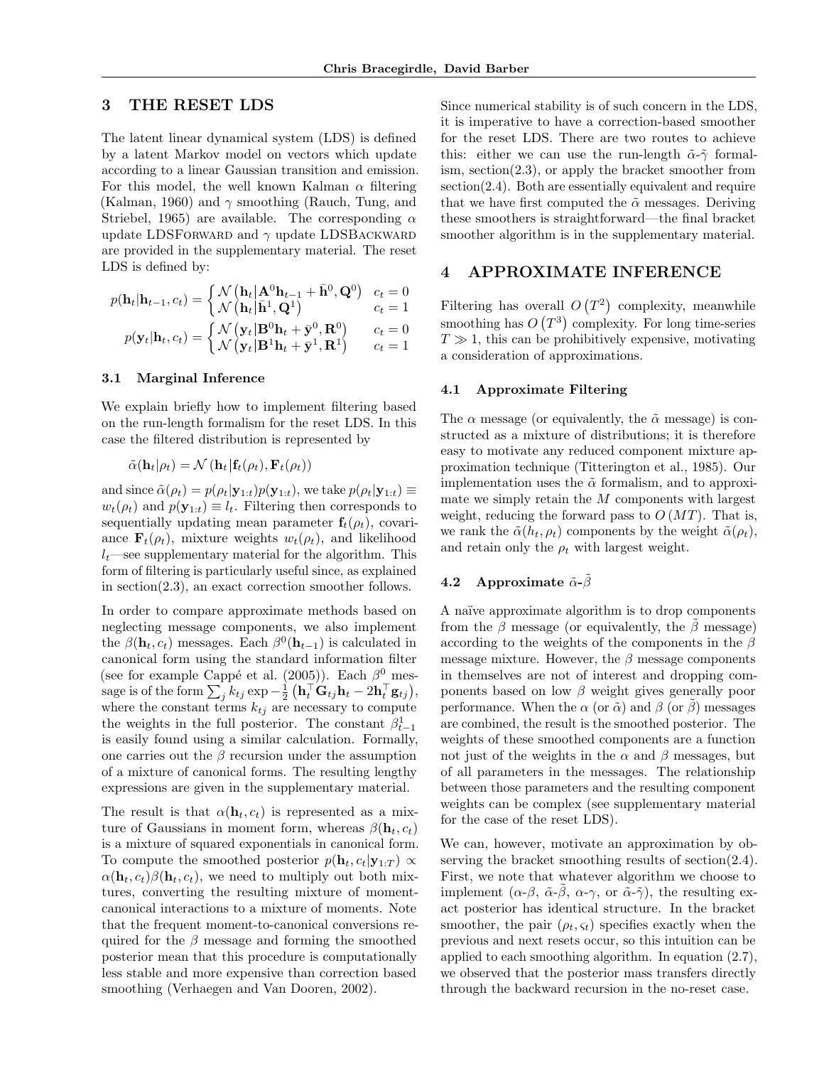## 3 THE RESET LDS

The latent linear dynamical system (LDS) is defined by a latent Markov model on vectors which update according to a linear Gaussian transition and emission. For this model, the well known Kalman $\alpha$ filtering (Kalman, 1960) and $\gamma$ smoothing (Rauch, Tung, and Striebel, 1965) are available. The corresponding $\alpha$ update LDSFORWARD and $\gamma$ update LDSBACKWARD are provided in the supplementary material. The reset LDS is defined by:

$$p(\mathbf{h}_t|\mathbf{h}_{t-1}, c_t) = \begin{cases} \mathcal{N}\left(\mathbf{h}_t|\mathbf{A}^0\mathbf{h}_{t-1} + \bar{\mathbf{h}}^0, \mathbf{Q}^0\right) & c_t = 0 \\ \mathcal{N}\left(\mathbf{h}_t|\bar{\mathbf{h}}^1, \mathbf{Q}^1\right) & c_t = 1 \end{cases}$$

$$p(\mathbf{y}_t|\mathbf{h}_t, c_t) = \begin{cases} \mathcal{N}\left(\mathbf{y}_t|\mathbf{B}^0\mathbf{h}_t + \bar{\mathbf{y}}^0, \mathbf{R}^0\right) & c_t = 0 \\ \mathcal{N}\left(\mathbf{y}_t|\mathbf{B}^1\mathbf{h}_t + \bar{\mathbf{y}}^1, \mathbf{R}^1\right) & c_t = 1 \end{cases}$$

### 3.1 Marginal Inference

We explain briefly how to implement filtering based on the run-length formalism for the reset LDS. In this case the filtered distribution is represented by

$$\tilde{\alpha}(\mathbf{h}_t|\rho_t) = \mathcal{N}\left(\mathbf{h}_t|\mathbf{f}_t(\rho_t), \mathbf{F}_t(\rho_t)\right)$$

and since $\tilde{\alpha}(\rho_t) = p(\rho_t|\mathbf{y}_{1:t})p(\mathbf{y}_{1:t})$, we take $p(\rho_t|\mathbf{y}_{1:t}) \equiv w_t(\rho_t)$ and $p(\mathbf{y}_{1:t}) \equiv l_t$. Filtering then corresponds to sequentially updating mean parameter $\mathbf{f}_t(\rho_t)$, covariance $\mathbf{F}_t(\rho_t)$, mixture weights $w_t(\rho_t)$, and likelihood $l_t$—see supplementary material for the algorithm. This form of filtering is particularly useful since, as explained in section(2.3), an exact correction smoother follows.

In order to compare approximate methods based on neglecting message components, we also implement the $\beta(\mathbf{h}_t, c_t)$ messages. Each $\beta^0(\mathbf{h}_{t-1})$ is calculated in canonical form using the standard information filter (see for example Cappé et al. (2005)). Each $\beta^0$ message is of the form $\sum_j k_{tj} \exp -\frac{1}{2}\left(\mathbf{h}_t^\top \mathbf{G}_{tj}\mathbf{h}_t - 2\mathbf{h}_t^\top \mathbf{g}_{tj}\right)$, where the constant terms $k_{tj}$ are necessary to compute the weights in the full posterior. The constant $\beta_{t-1}^1$ is easily found using a similar calculation. Formally, one carries out the $\beta$ recursion under the assumption of a mixture of canonical forms. The resulting lengthy expressions are given in the supplementary material.

The result is that $\alpha(\mathbf{h}_t, c_t)$ is represented as a mixture of Gaussians in moment form, whereas $\beta(\mathbf{h}_t, c_t)$ is a mixture of squared exponentials in canonical form. To compute the smoothed posterior $p(\mathbf{h}_t, c_t|\mathbf{y}_{1:T}) \propto \alpha(\mathbf{h}_t, c_t)\beta(\mathbf{h}_t, c_t)$, we need to multiply out both mixtures, converting the resulting mixture of moment-canonical interactions to a mixture of moments. Note that the frequent moment-to-canonical conversions required for the $\beta$ message and forming the smoothed posterior mean that this procedure is computationally less stable and more expensive than correction based smoothing (Verhaegen and Van Dooren, 2002).

Since numerical stability is of such concern in the LDS, it is imperative to have a correction-based smoother for the reset LDS. There are two routes to achieve this: either we can use the run-length $\tilde{\alpha}$-$\tilde{\gamma}$ formalism, section(2.3), or apply the bracket smoother from section(2.4). Both are essentially equivalent and require that we have first computed the $\tilde{\alpha}$ messages. Deriving these smoothers is straightforward—the final bracket smoother algorithm is in the supplementary material.

## 4 APPROXIMATE INFERENCE

Filtering has overall $O\left(T^2\right)$ complexity, meanwhile smoothing has $O\left(T^3\right)$ complexity. For long time-series $T \gg 1$, this can be prohibitively expensive, motivating a consideration of approximations.

### 4.1 Approximate Filtering

The $\alpha$ message (or equivalently, the $\tilde{\alpha}$ message) is constructed as a mixture of distributions; it is therefore easy to motivate any reduced component mixture approximation technique (Titterington et al., 1985). Our implementation uses the $\tilde{\alpha}$ formalism, and to approximate we simply retain the $M$ components with largest weight, reducing the forward pass to $O(MT)$. That is, we rank the $\tilde{\alpha}(h_t, \rho_t)$ components by the weight $\tilde{\alpha}(\rho_t)$, and retain only the $\rho_t$ with largest weight.

### 4.2 Approximate $\tilde{\alpha}$-$\tilde{\beta}$

A naïve approximate algorithm is to drop components from the $\beta$ message (or equivalently, the $\tilde{\beta}$ message) according to the weights of the components in the $\beta$ message mixture. However, the $\beta$ message components in themselves are not of interest and dropping components based on low $\beta$ weight gives generally poor performance. When the $\alpha$ (or $\tilde{\alpha}$) and $\beta$ (or $\tilde{\beta}$) messages are combined, the result is the smoothed posterior. The weights of these smoothed components are a function not just of the weights in the $\alpha$ and $\beta$ messages, but of all parameters in the messages. The relationship between those parameters and the resulting component weights can be complex (see supplementary material for the case of the reset LDS).

We can, however, motivate an approximation by observing the bracket smoothing results of section(2.4). First, we note that whatever algorithm we choose to implement ($\alpha$-$\beta$, $\tilde{\alpha}$-$\tilde{\beta}$, $\alpha$-$\gamma$, or $\tilde{\alpha}$-$\tilde{\gamma}$), the resulting exact posterior has identical structure. In the bracket smoother, the pair $(\rho_t, \varsigma_t)$ specifies exactly when the previous and next resets occur, so this intuition can be applied to each smoothing algorithm. In equation (2.7), we observed that the posterior mass transfers directly through the backward recursion in the no-reset case.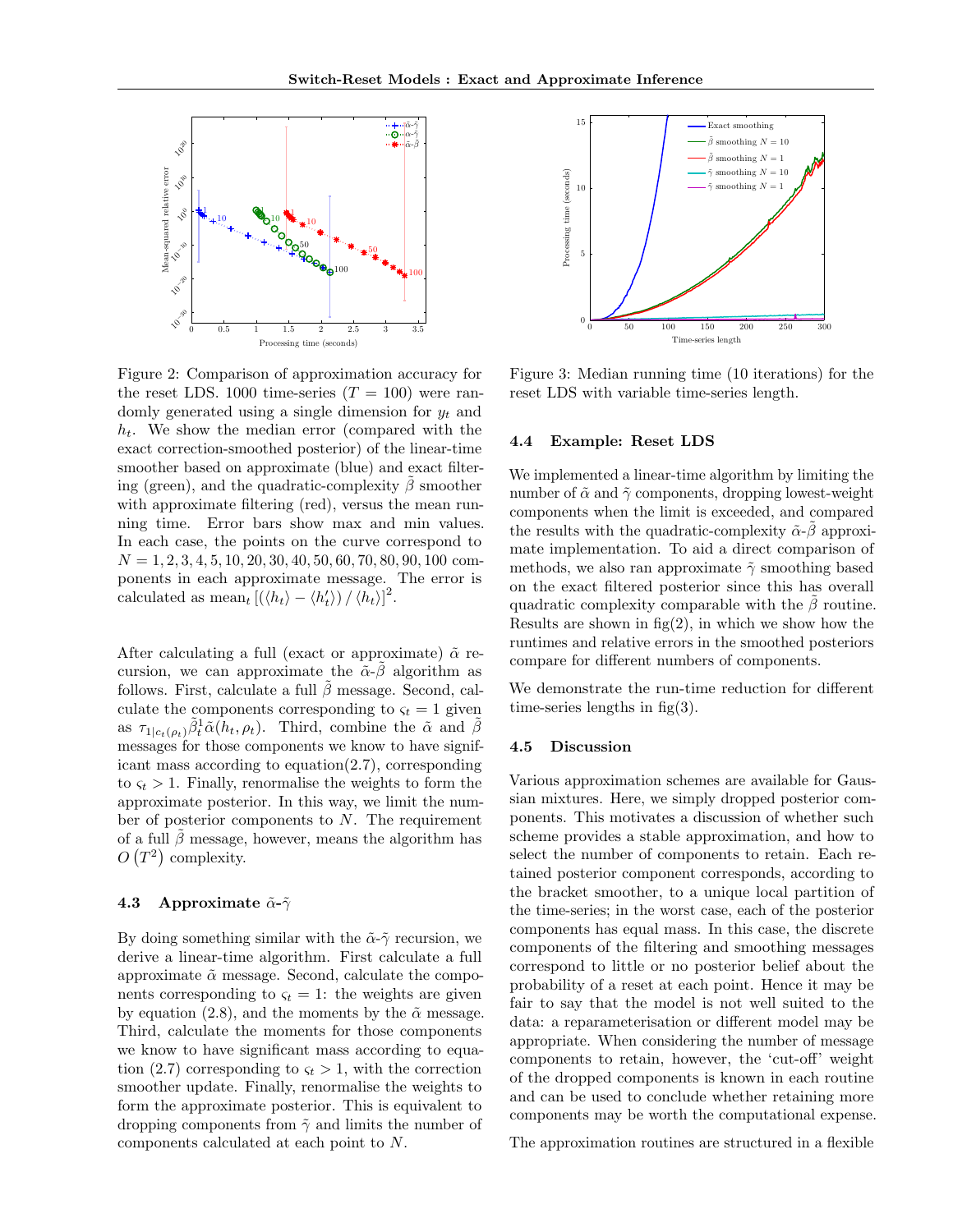Figure 2: Comparison of approximation accuracy for the reset LDS. 1000 time-series ($T = 100$) were randomly generated using a single dimension for $y_t$ and $h_t$. We show the median error (compared with the exact correction-smoothed posterior) of the linear-time smoother based on approximate (blue) and exact filtering (green), and the quadratic-complexity $\tilde{\beta}$ smoother with approximate filtering (red), versus the mean running time. Error bars show max and min values. In each case, the points on the curve correspond to $N = 1, 2, 3, 4, 5, 10, 20, 30, 40, 50, 60, 70, 80, 90, 100$ components in each approximate message. The error is calculated as $\text{mean}_t \left[ (\langle h_t \rangle - \langle h_t' \rangle) / \langle h_t \rangle \right]^2$.

After calculating a full (exact or approximate) $\tilde{\alpha}$ recursion, we can approximate the $\tilde{\alpha}$-$\tilde{\beta}$ algorithm as follows. First, calculate a full $\tilde{\beta}$ message. Second, calculate the components corresponding to $\varsigma_t = 1$ given as $\tau_{1|c_t(\rho_t)} \tilde{\beta}_t^1 \tilde{\alpha}(h_t, \rho_t)$. Third, combine the $\tilde{\alpha}$ and $\tilde{\beta}$ messages for those components we know to have significant mass according to equation(2.7), corresponding to $\varsigma_t > 1$. Finally, renormalise the weights to form the approximate posterior. In this way, we limit the number of posterior components to $N$. The requirement of a full $\tilde{\beta}$ message, however, means the algorithm has $O(T^2)$ complexity.

### 4.3 Approximate $\tilde{\alpha}$-$\tilde{\gamma}$

By doing something similar with the $\tilde{\alpha}$-$\tilde{\gamma}$ recursion, we derive a linear-time algorithm. First calculate a full approximate $\tilde{\alpha}$ message. Second, calculate the components corresponding to $\varsigma_t = 1$: the weights are given by equation (2.8), and the moments by the $\tilde{\alpha}$ message. Third, calculate the moments for those components we know to have significant mass according to equation (2.7) corresponding to $\varsigma_t > 1$, with the correction smoother update. Finally, renormalise the weights to form the approximate posterior. This is equivalent to dropping components from $\tilde{\gamma}$ and limits the number of components calculated at each point to $N$.

Figure 3: Median running time (10 iterations) for the reset LDS with variable time-series length.

### 4.4 Example: Reset LDS

We implemented a linear-time algorithm by limiting the number of $\tilde{\alpha}$ and $\tilde{\gamma}$ components, dropping lowest-weight components when the limit is exceeded, and compared the results with the quadratic-complexity $\tilde{\alpha}$-$\tilde{\beta}$ approximate implementation. To aid a direct comparison of methods, we also ran approximate $\tilde{\gamma}$ smoothing based on the exact filtered posterior since this has overall quadratic complexity comparable with the $\tilde{\beta}$ routine. Results are shown in fig(2), in which we show how the runtimes and relative errors in the smoothed posteriors compare for different numbers of components.

We demonstrate the run-time reduction for different time-series lengths in fig(3).

### 4.5 Discussion

Various approximation schemes are available for Gaussian mixtures. Here, we simply dropped posterior components. This motivates a discussion of whether such scheme provides a stable approximation, and how to select the number of components to retain. Each retained posterior component corresponds, according to the bracket smoother, to a unique local partition of the time-series; in the worst case, each of the posterior components has equal mass. In this case, the discrete components of the filtering and smoothing messages correspond to little or no posterior belief about the probability of a reset at each point. Hence it may be fair to say that the model is not well suited to the data: a reparameterisation or different model may be appropriate. When considering the number of message components to retain, however, the 'cut-off' weight of the dropped components is known in each routine and can be used to conclude whether retaining more components may be worth the computational expense.

The approximation routines are structured in a flexible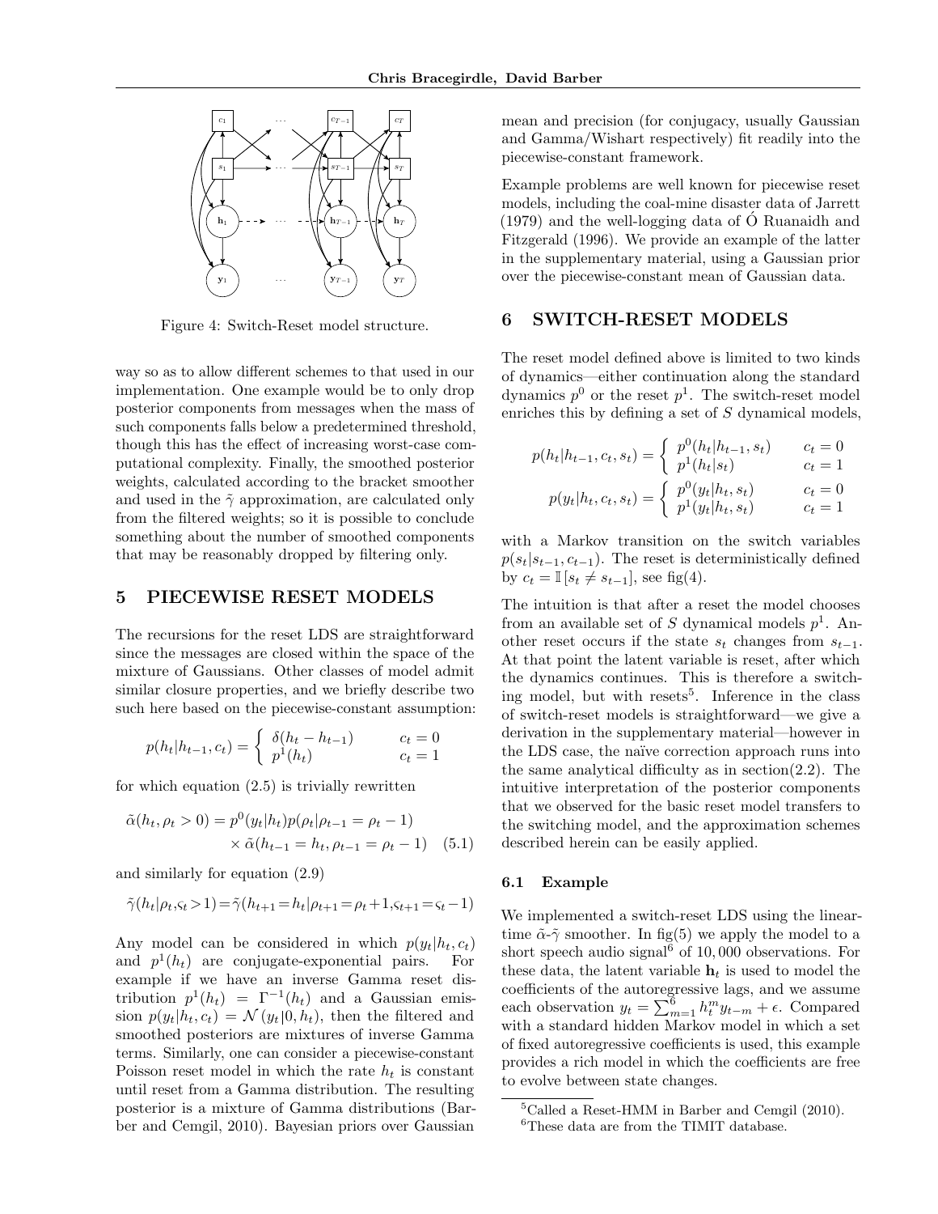Figure 4: Switch-Reset model structure.

way so as to allow different schemes to that used in our implementation. One example would be to only drop posterior components from messages when the mass of such components falls below a predetermined threshold, though this has the effect of increasing worst-case computational complexity. Finally, the smoothed posterior weights, calculated according to the bracket smoother and used in the $\tilde{\gamma}$ approximation, are calculated only from the filtered weights; so it is possible to conclude something about the number of smoothed components that may be reasonably dropped by filtering only.

## 5 PIECEWISE RESET MODELS

The recursions for the reset LDS are straightforward since the messages are closed within the space of the mixture of Gaussians. Other classes of model admit similar closure properties, and we briefly describe two such here based on the piecewise-constant assumption:

$$p(h_t|h_{t-1}, c_t) = \begin{cases} \delta(h_t - h_{t-1}) & c_t = 0 \\ p^1(h_t) & c_t = 1 \end{cases}$$

for which equation (2.5) is trivially rewritten

$$\tilde{\alpha}(h_t, \rho_t > 0) = p^0(y_t|h_t)p(\rho_t|\rho_{t-1} = \rho_t - 1) \times \tilde{\alpha}(h_{t-1} = h_t, \rho_{t-1} = \rho_t - 1) \quad (5.1)$$

and similarly for equation (2.9)

$$\tilde{\gamma}(h_t|\rho_t,\varsigma_t > 1) = \tilde{\gamma}(h_{t+1} = h_t|\rho_{t+1} = \rho_t + 1, \varsigma_{t+1} = \varsigma_t - 1)$$

Any model can be considered in which $p(y_t|h_t, c_t)$ and $p^1(h_t)$ are conjugate-exponential pairs. For example if we have an inverse Gamma reset distribution $p^1(h_t) = \Gamma^{-1}(h_t)$ and a Gaussian emission $p(y_t|h_t, c_t) = \mathcal{N}(y_t|0, h_t)$, then the filtered and smoothed posteriors are mixtures of inverse Gamma terms. Similarly, one can consider a piecewise-constant Poisson reset model in which the rate $h_t$ is constant until reset from a Gamma distribution. The resulting posterior is a mixture of Gamma distributions (Barber and Cemgil, 2010). Bayesian priors over Gaussian mean and precision (for conjugacy, usually Gaussian and Gamma/Wishart respectively) fit readily into the piecewise-constant framework.

Example problems are well known for piecewise reset models, including the coal-mine disaster data of Jarrett (1979) and the well-logging data of Ó Ruanaidh and Fitzgerald (1996). We provide an example of the latter in the supplementary material, using a Gaussian prior over the piecewise-constant mean of Gaussian data.

## 6 SWITCH-RESET MODELS

The reset model defined above is limited to two kinds of dynamics—either continuation along the standard dynamics $p^0$ or the reset $p^1$. The switch-reset model enriches this by defining a set of $S$ dynamical models,

$$p(h_t|h_{t-1}, c_t, s_t) = \begin{cases} p^0(h_t|h_{t-1}, s_t) & c_t = 0 \\ p^1(h_t|s_t) & c_t = 1 \end{cases}$$

$$p(y_t|h_t, c_t, s_t) = \begin{cases} p^0(y_t|h_t, s_t) & c_t = 0 \\ p^1(y_t|h_t, s_t) & c_t = 1 \end{cases}$$

with a Markov transition on the switch variables $p(s_t|s_{t-1}, c_{t-1})$. The reset is deterministically defined by $c_t = \mathbb{I}[s_t \neq s_{t-1}]$, see fig(4).

The intuition is that after a reset the model chooses from an available set of $S$ dynamical models $p^1$. Another reset occurs if the state $s_t$ changes from $s_{t-1}$. At that point the latent variable is reset, after which the dynamics continues. This is therefore a switching model, but with resets[5]. Inference in the class of switch-reset models is straightforward—we give a derivation in the supplementary material—however in the LDS case, the naïve correction approach runs into the same analytical difficulty as in section(2.2). The intuitive interpretation of the posterior components that we observed for the basic reset model transfers to the switching model, and the approximation schemes described herein can be easily applied.

### 6.1 Example

We implemented a switch-reset LDS using the linear-time $\tilde{\alpha}$-$\tilde{\gamma}$ smoother. In fig(5) we apply the model to a short speech audio signal[6] of 10,000 observations. For these data, the latent variable $\mathbf{h}_t$ is used to model the coefficients of the autoregressive lags, and we assume each observation $y_t = \sum_{m=1}^{6} h_t^m y_{t-m} + \epsilon$. Compared with a standard hidden Markov model in which a set of fixed autoregressive coefficients is used, this example provides a rich model in which the coefficients are free to evolve between state changes.

[5] Called a Reset-HMM in Barber and Cemgil (2010).

[6] These data are from the TIMIT database.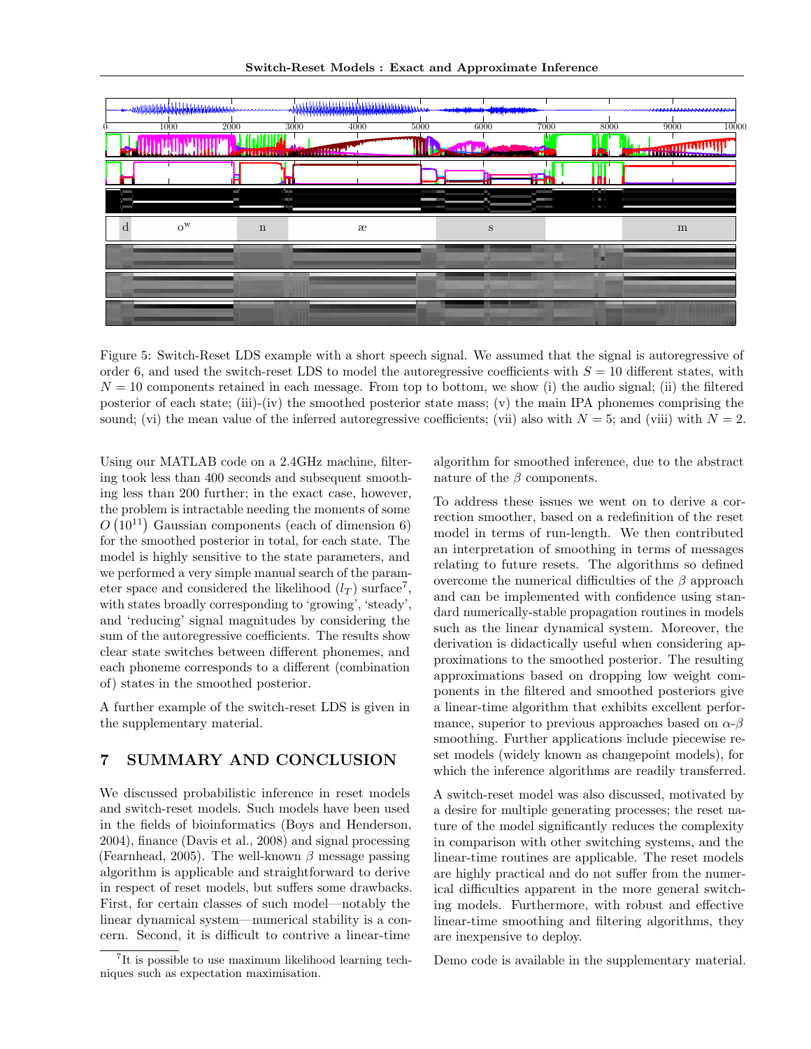Figure 5: Switch-Reset LDS example with a short speech signal. We assumed that the signal is autoregressive of order 6, and used the switch-reset LDS to model the autoregressive coefficients with $S = 10$ different states, with $N = 10$ components retained in each message. From top to bottom, we show (i) the audio signal; (ii) the filtered posterior of each state; (iii)-(iv) the smoothed posterior state mass; (v) the main IPA phonemes comprising the sound; (vi) the mean value of the inferred autoregressive coefficients; (vii) also with $N = 5$; and (viii) with $N = 2$.

Using our MATLAB code on a 2.4GHz machine, filtering took less than 400 seconds and subsequent smoothing less than 200 further; in the exact case, however, the problem is intractable needing the moments of some $O(10^{11})$ Gaussian components (each of dimension 6) for the smoothed posterior in total, for each state. The model is highly sensitive to the state parameters, and we performed a very simple manual search of the parameter space and considered the likelihood ($l_T$) surface[7], with states broadly corresponding to 'growing', 'steady', and 'reducing' signal magnitudes by considering the sum of the autoregressive coefficients. The results show clear state switches between different phonemes, and each phoneme corresponds to a different (combination of) states in the smoothed posterior.

A further example of the switch-reset LDS is given in the supplementary material.

## 7 SUMMARY AND CONCLUSION

We discussed probabilistic inference in reset models and switch-reset models. Such models have been used in the fields of bioinformatics (Boys and Henderson, 2004), finance (Davis et al., 2008) and signal processing (Fearnhead, 2005). The well-known $\beta$ message passing algorithm is applicable and straightforward to derive in respect of reset models, but suffers some drawbacks. First, for certain classes of such model—notably the linear dynamical system—numerical stability is a concern. Second, it is difficult to contrive a linear-time algorithm for smoothed inference, due to the abstract nature of the $\beta$ components.

To address these issues we went on to derive a correction smoother, based on a redefinition of the reset model in terms of run-length. We then contributed an interpretation of smoothing in terms of messages relating to future resets. The algorithms so defined overcome the numerical difficulties of the $\beta$ approach and can be implemented with confidence using standard numerically-stable propagation routines in models such as the linear dynamical system. Moreover, the derivation is didactically useful when considering approximations to the smoothed posterior. The resulting approximations based on dropping low weight components in the filtered and smoothed posteriors give a linear-time algorithm that exhibits excellent performance, superior to previous approaches based on $\alpha$-$\beta$ smoothing. Further applications include piecewise reset models (widely known as changepoint models), for which the inference algorithms are readily transferred.

A switch-reset model was also discussed, motivated by a desire for multiple generating processes; the reset nature of the model significantly reduces the complexity in comparison with other switching systems, and the linear-time routines are applicable. The reset models are highly practical and do not suffer from the numerical difficulties apparent in the more general switching models. Furthermore, with robust and effective linear-time smoothing and filtering algorithms, they are inexpensive to deploy.

Demo code is available in the supplementary material.

[7] It is possible to use maximum likelihood learning techniques such as expectation maximisation.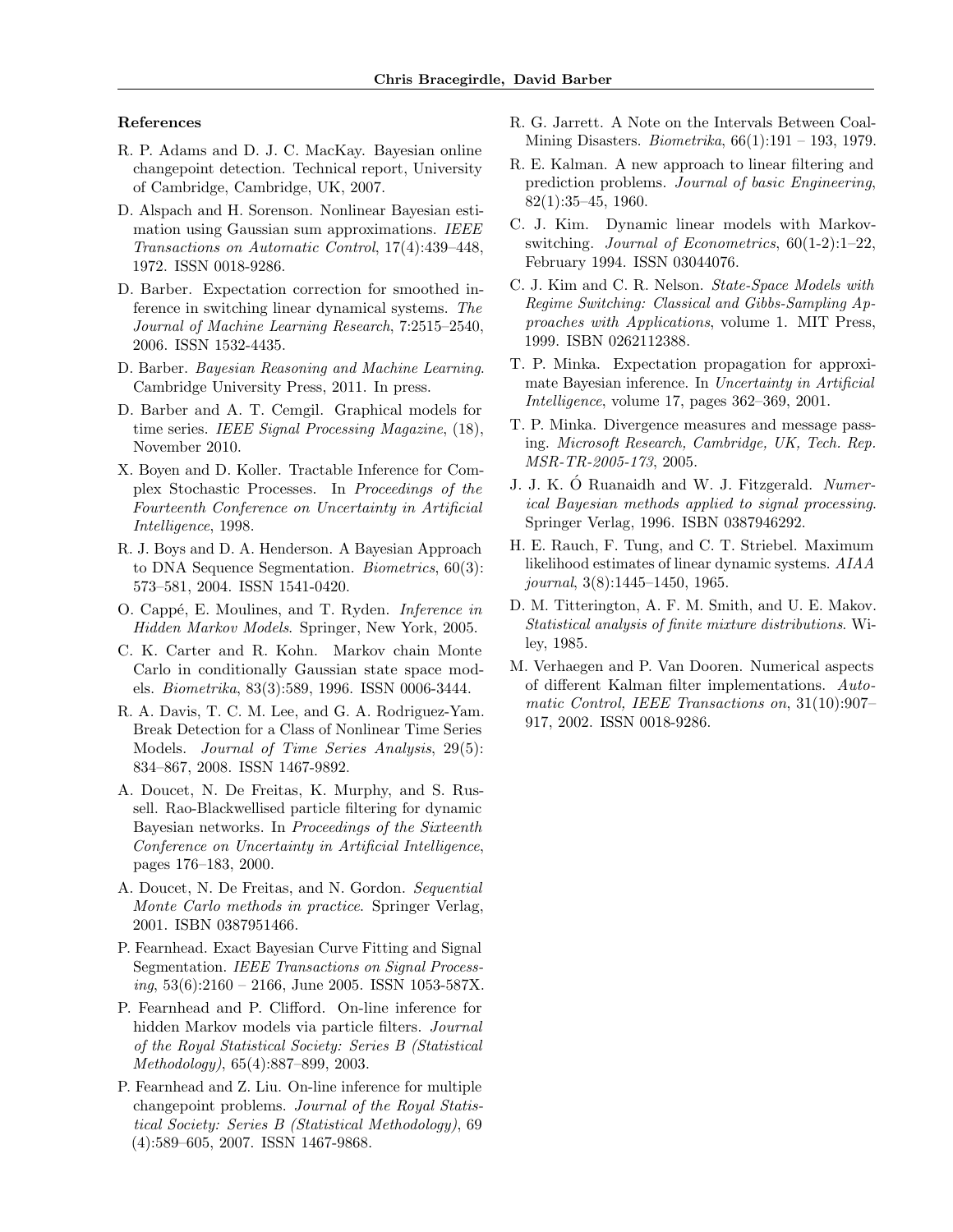### References

R. P. Adams and D. J. C. MacKay. Bayesian online changepoint detection. Technical report, University of Cambridge, Cambridge, UK, 2007.

D. Alspach and H. Sorenson. Nonlinear Bayesian estimation using Gaussian sum approximations. *IEEE Transactions on Automatic Control*, 17(4):439–448, 1972. ISSN 0018-9286.

D. Barber. Expectation correction for smoothed inference in switching linear dynamical systems. *The Journal of Machine Learning Research*, 7:2515–2540, 2006. ISSN 1532-4435.

D. Barber. *Bayesian Reasoning and Machine Learning*. Cambridge University Press, 2011. In press.

D. Barber and A. T. Cemgil. Graphical models for time series. *IEEE Signal Processing Magazine*, (18), November 2010.

X. Boyen and D. Koller. Tractable Inference for Complex Stochastic Processes. In *Proceedings of the Fourteenth Conference on Uncertainty in Artificial Intelligence*, 1998.

R. J. Boys and D. A. Henderson. A Bayesian Approach to DNA Sequence Segmentation. *Biometrics*, 60(3): 573–581, 2004. ISSN 1541-0420.

O. Cappé, E. Moulines, and T. Ryden. *Inference in Hidden Markov Models*. Springer, New York, 2005.

C. K. Carter and R. Kohn. Markov chain Monte Carlo in conditionally Gaussian state space models. *Biometrika*, 83(3):589, 1996. ISSN 0006-3444.

R. A. Davis, T. C. M. Lee, and G. A. Rodriguez-Yam. Break Detection for a Class of Nonlinear Time Series Models. *Journal of Time Series Analysis*, 29(5): 834–867, 2008. ISSN 1467-9892.

A. Doucet, N. De Freitas, K. Murphy, and S. Russell. Rao-Blackwellised particle filtering for dynamic Bayesian networks. In *Proceedings of the Sixteenth Conference on Uncertainty in Artificial Intelligence*, pages 176–183, 2000.

A. Doucet, N. De Freitas, and N. Gordon. *Sequential Monte Carlo methods in practice*. Springer Verlag, 2001. ISBN 0387951466.

P. Fearnhead. Exact Bayesian Curve Fitting and Signal Segmentation. *IEEE Transactions on Signal Processing*, 53(6):2160 – 2166, June 2005. ISSN 1053-587X.

P. Fearnhead and P. Clifford. On-line inference for hidden Markov models via particle filters. *Journal of the Royal Statistical Society: Series B (Statistical Methodology)*, 65(4):887–899, 2003.

P. Fearnhead and Z. Liu. On-line inference for multiple changepoint problems. *Journal of the Royal Statistical Society: Series B (Statistical Methodology)*, 69 (4):589–605, 2007. ISSN 1467-9868.

R. G. Jarrett. A Note on the Intervals Between Coal-Mining Disasters. *Biometrika*, 66(1):191 – 193, 1979.

R. E. Kalman. A new approach to linear filtering and prediction problems. *Journal of basic Engineering*, 82(1):35–45, 1960.

C. J. Kim. Dynamic linear models with Markov-switching. *Journal of Econometrics*, 60(1-2):1–22, February 1994. ISSN 03044076.

C. J. Kim and C. R. Nelson. *State-Space Models with Regime Switching: Classical and Gibbs-Sampling Approaches with Applications*, volume 1. MIT Press, 1999. ISBN 0262112388.

T. P. Minka. Expectation propagation for approximate Bayesian inference. In *Uncertainty in Artificial Intelligence*, volume 17, pages 362–369, 2001.

T. P. Minka. Divergence measures and message passing. *Microsoft Research, Cambridge, UK, Tech. Rep. MSR-TR-2005-173*, 2005.

J. J. K. Ó Ruanaidh and W. J. Fitzgerald. *Numerical Bayesian methods applied to signal processing*. Springer Verlag, 1996. ISBN 0387946292.

H. E. Rauch, F. Tung, and C. T. Striebel. Maximum likelihood estimates of linear dynamic systems. *AIAA journal*, 3(8):1445–1450, 1965.

D. M. Titterington, A. F. M. Smith, and U. E. Makov. *Statistical analysis of finite mixture distributions*. Wiley, 1985.

M. Verhaegen and P. Van Dooren. Numerical aspects of different Kalman filter implementations. *Automatic Control, IEEE Transactions on*, 31(10):907–917, 2002. ISSN 0018-9286.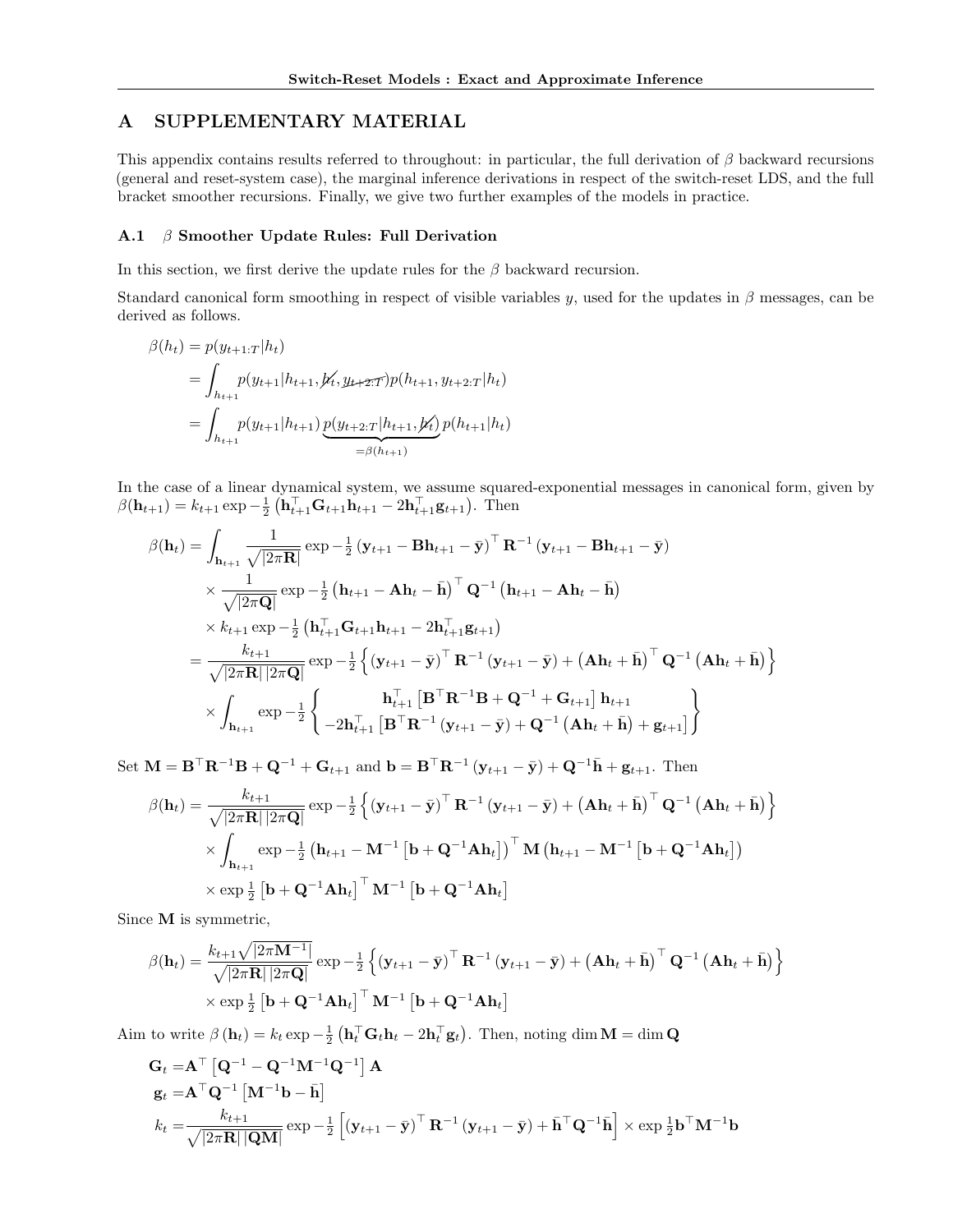## A SUPPLEMENTARY MATERIAL

This appendix contains results referred to throughout: in particular, the full derivation of $\beta$ backward recursions (general and reset-system case), the marginal inference derivations in respect of the switch-reset LDS, and the full bracket smoother recursions. Finally, we give two further examples of the models in practice.

### A.1 $\beta$ Smoother Update Rules: Full Derivation

In this section, we first derive the update rules for the $\beta$ backward recursion.

Standard canonical form smoothing in respect of visible variables $y$, used for the updates in $\beta$ messages, can be derived as follows.

$$
\begin{aligned}
\beta(h_t) &= p(y_{t+1:T}|h_t) \\
&= \int_{h_{t+1}} p(y_{t+1}|h_{t+1}, \cancel{h_t}, \cancel{y_{t+2:T}}) p(h_{t+1}, y_{t+2:T}|h_t) \\
&= \int_{h_{t+1}} p(y_{t+1}|h_{t+1}) \underbrace{p(y_{t+2:T}|h_{t+1}, \cancel{h_t})}_{=\beta(h_{t+1})} p(h_{t+1}|h_t)
\end{aligned}
$$

In the case of a linear dynamical system, we assume squared-exponential messages in canonical form, given by $\beta(\mathbf{h}_{t+1}) = k_{t+1} \exp -\frac{1}{2}\left(\mathbf{h}_{t+1}^\top \mathbf{G}_{t+1}\mathbf{h}_{t+1} - 2\mathbf{h}_{t+1}^\top \mathbf{g}_{t+1}\right)$. Then

$$
\begin{aligned}
\beta(\mathbf{h}_t) &= \int_{\mathbf{h}_{t+1}} \frac{1}{\sqrt{|2\pi\mathbf{R}|}} \exp -\tfrac{1}{2}\left(\mathbf{y}_{t+1} - \mathbf{B}\mathbf{h}_{t+1} - \bar{\mathbf{y}}\right)^\top \mathbf{R}^{-1}\left(\mathbf{y}_{t+1} - \mathbf{B}\mathbf{h}_{t+1} - \bar{\mathbf{y}}\right) \\
&\quad \times \frac{1}{\sqrt{|2\pi\mathbf{Q}|}} \exp -\tfrac{1}{2}\left(\mathbf{h}_{t+1} - \mathbf{A}\mathbf{h}_t - \bar{\mathbf{h}}\right)^\top \mathbf{Q}^{-1}\left(\mathbf{h}_{t+1} - \mathbf{A}\mathbf{h}_t - \bar{\mathbf{h}}\right) \\
&\quad \times k_{t+1} \exp -\tfrac{1}{2}\left(\mathbf{h}_{t+1}^\top \mathbf{G}_{t+1}\mathbf{h}_{t+1} - 2\mathbf{h}_{t+1}^\top \mathbf{g}_{t+1}\right) \\
&= \frac{k_{t+1}}{\sqrt{|2\pi\mathbf{R}|\,|2\pi\mathbf{Q}|}} \exp -\tfrac{1}{2}\left\{\left(\mathbf{y}_{t+1} - \bar{\mathbf{y}}\right)^\top \mathbf{R}^{-1}\left(\mathbf{y}_{t+1} - \bar{\mathbf{y}}\right) + \left(\mathbf{A}\mathbf{h}_t + \bar{\mathbf{h}}\right)^\top \mathbf{Q}^{-1}\left(\mathbf{A}\mathbf{h}_t + \bar{\mathbf{h}}\right)\right\} \\
&\quad \times \int_{\mathbf{h}_{t+1}} \exp -\tfrac{1}{2}\left\{
\begin{array}{c}
\mathbf{h}_{t+1}^\top \left[\mathbf{B}^\top\mathbf{R}^{-1}\mathbf{B} + \mathbf{Q}^{-1} + \mathbf{G}_{t+1}\right]\mathbf{h}_{t+1} \\
-2\mathbf{h}_{t+1}^\top\left[\mathbf{B}^\top\mathbf{R}^{-1}\left(\mathbf{y}_{t+1} - \bar{\mathbf{y}}\right) + \mathbf{Q}^{-1}\left(\mathbf{A}\mathbf{h}_t + \bar{\mathbf{h}}\right) + \mathbf{g}_{t+1}\right]
\end{array}\right\}
\end{aligned}
$$

Set $\mathbf{M} = \mathbf{B}^\top\mathbf{R}^{-1}\mathbf{B} + \mathbf{Q}^{-1} + \mathbf{G}_{t+1}$ and $\mathbf{b} = \mathbf{B}^\top\mathbf{R}^{-1}\left(\mathbf{y}_{t+1} - \bar{\mathbf{y}}\right) + \mathbf{Q}^{-1}\bar{\mathbf{h}} + \mathbf{g}_{t+1}$. Then

$$
\begin{aligned}
\beta(\mathbf{h}_t) &= \frac{k_{t+1}}{\sqrt{|2\pi\mathbf{R}|\,|2\pi\mathbf{Q}|}} \exp -\tfrac{1}{2}\left\{\left(\mathbf{y}_{t+1} - \bar{\mathbf{y}}\right)^\top \mathbf{R}^{-1}\left(\mathbf{y}_{t+1} - \bar{\mathbf{y}}\right) + \left(\mathbf{A}\mathbf{h}_t + \bar{\mathbf{h}}\right)^\top \mathbf{Q}^{-1}\left(\mathbf{A}\mathbf{h}_t + \bar{\mathbf{h}}\right)\right\} \\
&\quad \times \int_{\mathbf{h}_{t+1}} \exp -\tfrac{1}{2}\left(\mathbf{h}_{t+1} - \mathbf{M}^{-1}\left[\mathbf{b} + \mathbf{Q}^{-1}\mathbf{A}\mathbf{h}_t\right]\right)^\top \mathbf{M}\left(\mathbf{h}_{t+1} - \mathbf{M}^{-1}\left[\mathbf{b} + \mathbf{Q}^{-1}\mathbf{A}\mathbf{h}_t\right]\right) \\
&\quad \times \exp \tfrac{1}{2}\left[\mathbf{b} + \mathbf{Q}^{-1}\mathbf{A}\mathbf{h}_t\right]^\top \mathbf{M}^{-1}\left[\mathbf{b} + \mathbf{Q}^{-1}\mathbf{A}\mathbf{h}_t\right]
\end{aligned}
$$

Since $\mathbf{M}$ is symmetric,

$$
\begin{aligned}
\beta(\mathbf{h}_t) &= \frac{k_{t+1}\sqrt{|2\pi\mathbf{M}^{-1}|}}{\sqrt{|2\pi\mathbf{R}|\,|2\pi\mathbf{Q}|}} \exp -\tfrac{1}{2}\left\{\left(\mathbf{y}_{t+1} - \bar{\mathbf{y}}\right)^\top \mathbf{R}^{-1}\left(\mathbf{y}_{t+1} - \bar{\mathbf{y}}\right) + \left(\mathbf{A}\mathbf{h}_t + \bar{\mathbf{h}}\right)^\top \mathbf{Q}^{-1}\left(\mathbf{A}\mathbf{h}_t + \bar{\mathbf{h}}\right)\right\} \\
&\quad \times \exp \tfrac{1}{2}\left[\mathbf{b} + \mathbf{Q}^{-1}\mathbf{A}\mathbf{h}_t\right]^\top \mathbf{M}^{-1}\left[\mathbf{b} + \mathbf{Q}^{-1}\mathbf{A}\mathbf{h}_t\right]
\end{aligned}
$$

Aim to write $\beta\left(\mathbf{h}_t\right) = k_t \exp -\frac{1}{2}\left(\mathbf{h}_t^\top \mathbf{G}_t \mathbf{h}_t - 2\mathbf{h}_t^\top \mathbf{g}_t\right)$. Then, noting $\dim \mathbf{M} = \dim \mathbf{Q}$

$$
\begin{aligned}
\mathbf{G}_t &= \mathbf{A}^\top\left[\mathbf{Q}^{-1} - \mathbf{Q}^{-1}\mathbf{M}^{-1}\mathbf{Q}^{-1}\right]\mathbf{A} \\
\mathbf{g}_t &= \mathbf{A}^\top\mathbf{Q}^{-1}\left[\mathbf{M}^{-1}\mathbf{b} - \bar{\mathbf{h}}\right] \\
k_t &= \frac{k_{t+1}}{\sqrt{|2\pi\mathbf{R}|\,|\mathbf{Q}\mathbf{M}|}} \exp -\tfrac{1}{2}\left[\left(\mathbf{y}_{t+1} - \bar{\mathbf{y}}\right)^\top \mathbf{R}^{-1}\left(\mathbf{y}_{t+1} - \bar{\mathbf{y}}\right) + \bar{\mathbf{h}}^\top\mathbf{Q}^{-1}\bar{\mathbf{h}}\right] \times \exp \tfrac{1}{2}\mathbf{b}^\top\mathbf{M}^{-1}\mathbf{b}
\end{aligned}
$$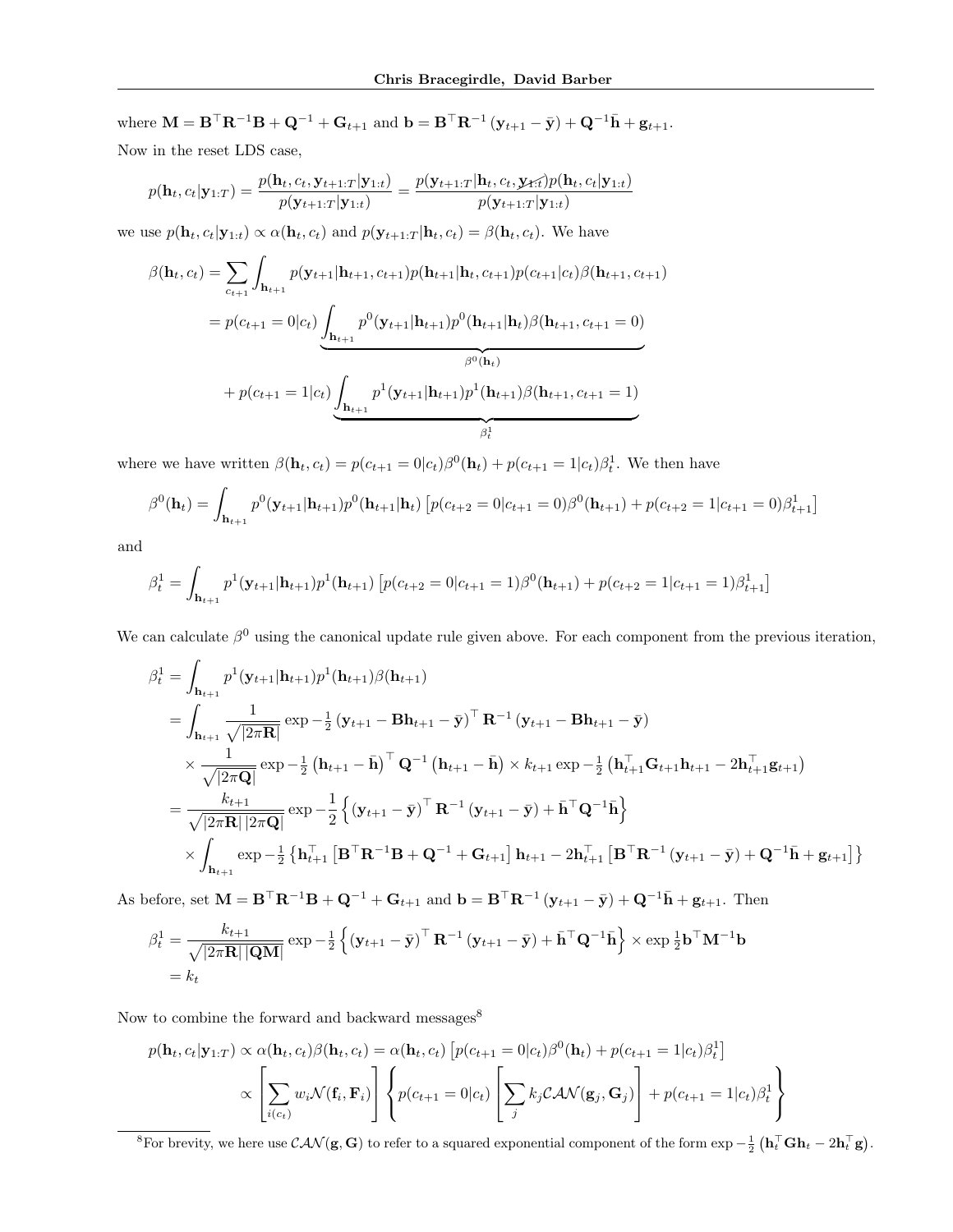where $\mathbf{M} = \mathbf{B}^\top \mathbf{R}^{-1} \mathbf{B} + \mathbf{Q}^{-1} + \mathbf{G}_{t+1}$ and $\mathbf{b} = \mathbf{B}^\top \mathbf{R}^{-1} (\mathbf{y}_{t+1} - \bar{\mathbf{y}}) + \mathbf{Q}^{-1} \bar{\mathbf{h}} + \mathbf{g}_{t+1}$.

Now in the reset LDS case,

$$p(\mathbf{h}_t, c_t | \mathbf{y}_{1:T}) = \frac{p(\mathbf{h}_t, c_t, \mathbf{y}_{t+1:T} | \mathbf{y}_{1:t})}{p(\mathbf{y}_{t+1:T} | \mathbf{y}_{1:t})} = \frac{p(\mathbf{y}_{t+1:T} | \mathbf{h}_t, c_t, \cancel{\mathbf{y}_{1:t}}) p(\mathbf{h}_t, c_t | \mathbf{y}_{1:t})}{p(\mathbf{y}_{t+1:T} | \mathbf{y}_{1:t})}$$

we use $p(\mathbf{h}_t, c_t | \mathbf{y}_{1:t}) \propto \alpha(\mathbf{h}_t, c_t)$ and $p(\mathbf{y}_{t+1:T} | \mathbf{h}_t, c_t) = \beta(\mathbf{h}_t, c_t)$. We have

$$\begin{aligned}
\beta(\mathbf{h}_t, c_t) &= \sum_{c_{t+1}} \int_{\mathbf{h}_{t+1}} p(\mathbf{y}_{t+1} | \mathbf{h}_{t+1}, c_{t+1}) p(\mathbf{h}_{t+1} | \mathbf{h}_t, c_{t+1}) p(c_{t+1} | c_t) \beta(\mathbf{h}_{t+1}, c_{t+1}) \\
&= p(c_{t+1} = 0 | c_t) \underbrace{\int_{\mathbf{h}_{t+1}} p^0(\mathbf{y}_{t+1} | \mathbf{h}_{t+1}) p^0(\mathbf{h}_{t+1} | \mathbf{h}_t) \beta(\mathbf{h}_{t+1}, c_{t+1} = 0)}_{\beta^0(\mathbf{h}_t)} \\
&\quad + p(c_{t+1} = 1 | c_t) \underbrace{\int_{\mathbf{h}_{t+1}} p^1(\mathbf{y}_{t+1} | \mathbf{h}_{t+1}) p^1(\mathbf{h}_{t+1}) \beta(\mathbf{h}_{t+1}, c_{t+1} = 1)}_{\beta^1_t}
\end{aligned}$$

where we have written $\beta(\mathbf{h}_t, c_t) = p(c_{t+1} = 0 | c_t) \beta^0(\mathbf{h}_t) + p(c_{t+1} = 1 | c_t) \beta^1_t$. We then have

$$\beta^0(\mathbf{h}_t) = \int_{\mathbf{h}_{t+1}} p^0(\mathbf{y}_{t+1} | \mathbf{h}_{t+1}) p^0(\mathbf{h}_{t+1} | \mathbf{h}_t) \left[ p(c_{t+2} = 0 | c_{t+1} = 0) \beta^0(\mathbf{h}_{t+1}) + p(c_{t+2} = 1 | c_{t+1} = 0) \beta^1_{t+1} \right]$$

and

$$\beta^1_t = \int_{\mathbf{h}_{t+1}} p^1(\mathbf{y}_{t+1} | \mathbf{h}_{t+1}) p^1(\mathbf{h}_{t+1}) \left[ p(c_{t+2} = 0 | c_{t+1} = 1) \beta^0(\mathbf{h}_{t+1}) + p(c_{t+2} = 1 | c_{t+1} = 1) \beta^1_{t+1} \right]$$

We can calculate $\beta^0$ using the canonical update rule given above. For each component from the previous iteration,

$$\begin{aligned}
\beta^1_t &= \int_{\mathbf{h}_{t+1}} p^1(\mathbf{y}_{t+1} | \mathbf{h}_{t+1}) p^1(\mathbf{h}_{t+1}) \beta(\mathbf{h}_{t+1}) \\
&= \int_{\mathbf{h}_{t+1}} \frac{1}{\sqrt{|2\pi \mathbf{R}|}} \exp -\tfrac{1}{2} \left( \mathbf{y}_{t+1} - \mathbf{B}\mathbf{h}_{t+1} - \bar{\mathbf{y}} \right)^\top \mathbf{R}^{-1} \left( \mathbf{y}_{t+1} - \mathbf{B}\mathbf{h}_{t+1} - \bar{\mathbf{y}} \right) \\
&\quad \times \frac{1}{\sqrt{|2\pi \mathbf{Q}|}} \exp -\tfrac{1}{2} \left( \mathbf{h}_{t+1} - \bar{\mathbf{h}} \right)^\top \mathbf{Q}^{-1} \left( \mathbf{h}_{t+1} - \bar{\mathbf{h}} \right) \times k_{t+1} \exp -\tfrac{1}{2} \left( \mathbf{h}_{t+1}^\top \mathbf{G}_{t+1} \mathbf{h}_{t+1} - 2\mathbf{h}_{t+1}^\top \mathbf{g}_{t+1} \right) \\
&= \frac{k_{t+1}}{\sqrt{|2\pi \mathbf{R}|\, |2\pi \mathbf{Q}|}} \exp -\frac{1}{2} \left\{ \left( \mathbf{y}_{t+1} - \bar{\mathbf{y}} \right)^\top \mathbf{R}^{-1} \left( \mathbf{y}_{t+1} - \bar{\mathbf{y}} \right) + \bar{\mathbf{h}}^\top \mathbf{Q}^{-1} \bar{\mathbf{h}} \right\} \\
&\quad \times \int_{\mathbf{h}_{t+1}} \exp -\tfrac{1}{2} \left\{ \mathbf{h}_{t+1}^\top \left[ \mathbf{B}^\top \mathbf{R}^{-1} \mathbf{B} + \mathbf{Q}^{-1} + \mathbf{G}_{t+1} \right] \mathbf{h}_{t+1} - 2\mathbf{h}_{t+1}^\top \left[ \mathbf{B}^\top \mathbf{R}^{-1} \left( \mathbf{y}_{t+1} - \bar{\mathbf{y}} \right) + \mathbf{Q}^{-1} \bar{\mathbf{h}} + \mathbf{g}_{t+1} \right] \right\}
\end{aligned}$$

As before, set $\mathbf{M} = \mathbf{B}^\top \mathbf{R}^{-1} \mathbf{B} + \mathbf{Q}^{-1} + \mathbf{G}_{t+1}$ and $\mathbf{b} = \mathbf{B}^\top \mathbf{R}^{-1} (\mathbf{y}_{t+1} - \bar{\mathbf{y}}) + \mathbf{Q}^{-1} \bar{\mathbf{h}} + \mathbf{g}_{t+1}$. Then

$$\begin{aligned}
\beta^1_t &= \frac{k_{t+1}}{\sqrt{|2\pi \mathbf{R}|\, |\mathbf{Q}\mathbf{M}|}} \exp -\tfrac{1}{2} \left\{ \left( \mathbf{y}_{t+1} - \bar{\mathbf{y}} \right)^\top \mathbf{R}^{-1} \left( \mathbf{y}_{t+1} - \bar{\mathbf{y}} \right) + \bar{\mathbf{h}}^\top \mathbf{Q}^{-1} \bar{\mathbf{h}} \right\} \times \exp \tfrac{1}{2} \mathbf{b}^\top \mathbf{M}^{-1} \mathbf{b} \\
&= k_t
\end{aligned}$$

Now to combine the forward and backward messages[8]

$$\begin{aligned}
p(\mathbf{h}_t, c_t | \mathbf{y}_{1:T}) &\propto \alpha(\mathbf{h}_t, c_t) \beta(\mathbf{h}_t, c_t) = \alpha(\mathbf{h}_t, c_t) \left[ p(c_{t+1} = 0 | c_t) \beta^0(\mathbf{h}_t) + p(c_{t+1} = 1 | c_t) \beta^1_t \right] \\
&\propto \left[ \sum_{i(c_t)} w_i \mathcal{N}(\mathbf{f}_i, \mathbf{F}_i) \right] \left\{ p(c_{t+1} = 0 | c_t) \left[ \sum_j k_j \mathcal{CAN}(\mathbf{g}_j, \mathbf{G}_j) \right] + p(c_{t+1} = 1 | c_t) \beta^1_t \right\}
\end{aligned}$$

[8]For brevity, we here use $\mathcal{CAN}(\mathbf{g}, \mathbf{G})$ to refer to a squared exponential component of the form $\exp -\frac{1}{2} \left( \mathbf{h}_t^\top \mathbf{G} \mathbf{h}_t - 2\mathbf{h}_t^\top \mathbf{g} \right)$.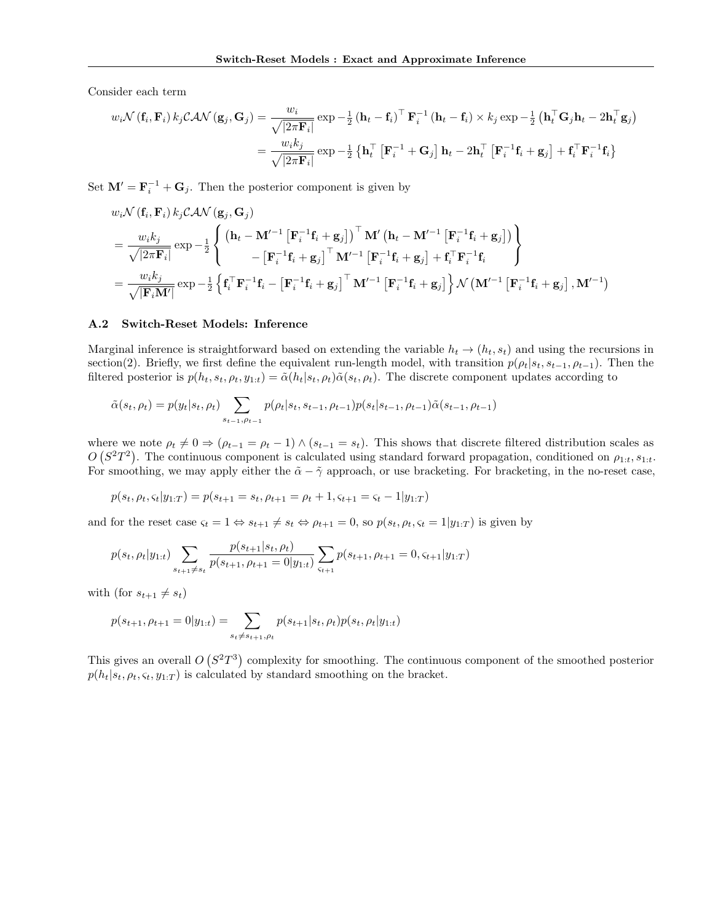Consider each term

$$
\begin{aligned}
w_i \mathcal{N}\left(\mathbf{f}_i, \mathbf{F}_i\right) k_j \mathcal{CAN}\left(\mathbf{g}_j, \mathbf{G}_j\right) &= \frac{w_i}{\sqrt{|2\pi \mathbf{F}_i|}} \exp -\tfrac{1}{2}\left(\mathbf{h}_t - \mathbf{f}_i\right)^\top \mathbf{F}_i^{-1}\left(\mathbf{h}_t - \mathbf{f}_i\right) \times k_j \exp -\tfrac{1}{2}\left(\mathbf{h}_t^\top \mathbf{G}_j \mathbf{h}_t - 2\mathbf{h}_t^\top \mathbf{g}_j\right) \\
&= \frac{w_i k_j}{\sqrt{|2\pi \mathbf{F}_i|}} \exp -\tfrac{1}{2}\left\{\mathbf{h}_t^\top \left[\mathbf{F}_i^{-1} + \mathbf{G}_j\right] \mathbf{h}_t - 2\mathbf{h}_t^\top \left[\mathbf{F}_i^{-1}\mathbf{f}_i + \mathbf{g}_j\right] + \mathbf{f}_i^\top \mathbf{F}_i^{-1} \mathbf{f}_i\right\}
\end{aligned}
$$

Set $\mathbf{M}' = \mathbf{F}_i^{-1} + \mathbf{G}_j$. Then the posterior component is given by

$$
\begin{aligned}
& w_i \mathcal{N}\left(\mathbf{f}_i, \mathbf{F}_i\right) k_j \mathcal{CAN}\left(\mathbf{g}_j, \mathbf{G}_j\right) \\
&= \frac{w_i k_j}{\sqrt{|2\pi \mathbf{F}_i|}} \exp -\tfrac{1}{2} \left\{ \begin{array}{c} \left(\mathbf{h}_t - \mathbf{M}'^{-1}\left[\mathbf{F}_i^{-1}\mathbf{f}_i + \mathbf{g}_j\right]\right)^\top \mathbf{M}'\left(\mathbf{h}_t - \mathbf{M}'^{-1}\left[\mathbf{F}_i^{-1}\mathbf{f}_i + \mathbf{g}_j\right]\right) \\ - \left[\mathbf{F}_i^{-1}\mathbf{f}_i + \mathbf{g}_j\right]^\top \mathbf{M}'^{-1}\left[\mathbf{F}_i^{-1}\mathbf{f}_i + \mathbf{g}_j\right] + \mathbf{f}_i^\top \mathbf{F}_i^{-1}\mathbf{f}_i \end{array} \right\} \\
&= \frac{w_i k_j}{\sqrt{|\mathbf{F}_i \mathbf{M}'|}} \exp -\tfrac{1}{2}\left\{\mathbf{f}_i^\top \mathbf{F}_i^{-1}\mathbf{f}_i - \left[\mathbf{F}_i^{-1}\mathbf{f}_i + \mathbf{g}_j\right]^\top \mathbf{M}'^{-1}\left[\mathbf{F}_i^{-1}\mathbf{f}_i + \mathbf{g}_j\right]\right\} \mathcal{N}\left(\mathbf{M}'^{-1}\left[\mathbf{F}_i^{-1}\mathbf{f}_i + \mathbf{g}_j\right], \mathbf{M}'^{-1}\right)
\end{aligned}
$$

### A.2 Switch-Reset Models: Inference

Marginal inference is straightforward based on extending the variable $h_t \to (h_t, s_t)$ and using the recursions in section(2). Briefly, we first define the equivalent run-length model, with transition $p(\rho_t|s_t, s_{t-1}, \rho_{t-1})$. Then the filtered posterior is $p(h_t, s_t, \rho_t, y_{1:t}) = \tilde{\alpha}(h_t|s_t, \rho_t)\tilde{\alpha}(s_t, \rho_t)$. The discrete component updates according to

$$
\tilde{\alpha}(s_t, \rho_t) = p(y_t|s_t, \rho_t) \sum_{s_{t-1}, \rho_{t-1}} p(\rho_t|s_t, s_{t-1}, \rho_{t-1}) p(s_t|s_{t-1}, \rho_{t-1}) \tilde{\alpha}(s_{t-1}, \rho_{t-1})
$$

where we note $\rho_t \neq 0 \Rightarrow (\rho_{t-1} = \rho_t - 1) \wedge (s_{t-1} = s_t)$. This shows that discrete filtered distribution scales as $O\left(S^2T^2\right)$. The continuous component is calculated using standard forward propagation, conditioned on $\rho_{1:t}, s_{1:t}$. For smoothing, we may apply either the $\tilde{\alpha} - \tilde{\gamma}$ approach, or use bracketing. For bracketing, in the no-reset case,

$$
p(s_t, \rho_t, \varsigma_t|y_{1:T}) = p(s_{t+1} = s_t, \rho_{t+1} = \rho_t + 1, \varsigma_{t+1} = \varsigma_t - 1|y_{1:T})
$$

and for the reset case $\varsigma_t = 1 \Leftrightarrow s_{t+1} \neq s_t \Leftrightarrow \rho_{t+1} = 0$, so $p(s_t, \rho_t, \varsigma_t = 1|y_{1:T})$ is given by

$$
p(s_t, \rho_t|y_{1:t}) \sum_{s_{t+1} \neq s_t} \frac{p(s_{t+1}|s_t, \rho_t)}{p(s_{t+1}, \rho_{t+1} = 0|y_{1:t})} \sum_{\varsigma_{t+1}} p(s_{t+1}, \rho_{t+1} = 0, \varsigma_{t+1}|y_{1:T})
$$

with (for $s_{t+1} \neq s_t$)

$$
p(s_{t+1}, \rho_{t+1} = 0|y_{1:t}) = \sum_{s_t \neq s_{t+1}, \rho_t} p(s_{t+1}|s_t, \rho_t) p(s_t, \rho_t|y_{1:t})
$$

This gives an overall $O\left(S^2T^3\right)$ complexity for smoothing. The continuous component of the smoothed posterior $p(h_t|s_t, \rho_t, \varsigma_t, y_{1:T})$ is calculated by standard smoothing on the bracket.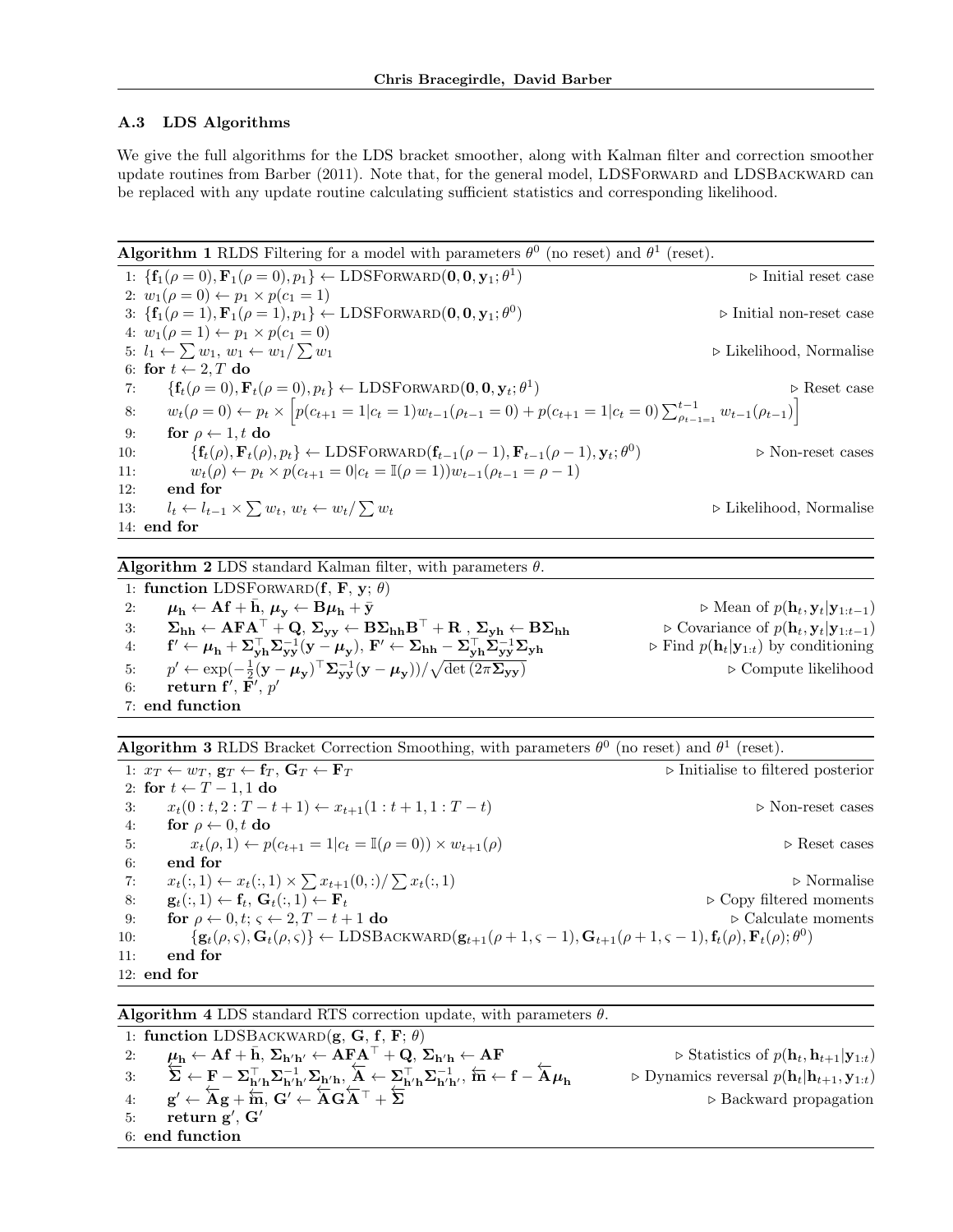### A.3 LDS Algorithms

We give the full algorithms for the LDS bracket smoother, along with Kalman filter and correction smoother update routines from Barber (2011). Note that, for the general model, LDSFORWARD and LDSBACKWARD can be replaced with any update routine calculating sufficient statistics and corresponding likelihood.

**Algorithm 1** RLDS Filtering for a model with parameters $\theta^0$ (no reset) and $\theta^1$ (reset).

```
1: {f_1(ρ=0), F_1(ρ=0), p_1} ← LDSFORWARD(0, 0, y_1; θ^1)                                   ▷ Initial reset case
2: w_1(ρ=0) ← p_1 × p(c_1 = 1)
3: {f_1(ρ=1), F_1(ρ=1), p_1} ← LDSFORWARD(0, 0, y_1; θ^0)                                   ▷ Initial non-reset case
4: w_1(ρ=1) ← p_1 × p(c_1 = 0)
5: l_1 ← Σ w_1, w_1 ← w_1/Σ w_1                                                             ▷ Likelihood, Normalise
6: for t ← 2, T do
7:     {f_t(ρ=0), F_t(ρ=0), p_t} ← LDSFORWARD(0, 0, y_t; θ^1)                               ▷ Reset case
8:     w_t(ρ=0) ← p_t × [p(c_{t+1}=1|c_t=1) w_{t-1}(ρ_{t-1}=0) + p(c_{t+1}=1|c_t=0) Σ_{ρ_{t-1}=1}^{t-1} w_{t-1}(ρ_{t-1})]
9:     for ρ ← 1, t do
10:        {f_t(ρ), F_t(ρ), p_t} ← LDSFORWARD(f_{t-1}(ρ-1), F_{t-1}(ρ-1), y_t; θ^0)          ▷ Non-reset cases
11:        w_t(ρ) ← p_t × p(c_{t+1}=0|c_t = I(ρ=1)) w_{t-1}(ρ_{t-1} = ρ-1)
12:    end for
13:    l_t ← l_{t-1} × Σ w_t, w_t ← w_t/Σ w_t                                               ▷ Likelihood, Normalise
14: end for
```

Line 8: $w_t(\rho=0) \leftarrow p_t \times \left[p(c_{t+1}=1|c_t=1)w_{t-1}(\rho_{t-1}=0) + p(c_{t+1}=1|c_t=0)\sum_{\rho_{t-1}=1}^{t-1} w_{t-1}(\rho_{t-1})\right]$

**Algorithm 2** LDS standard Kalman filter, with parameters $\theta$.

```
1: function LDSFORWARD(f, F, y; θ)
2:     μ_h ← A f + h̄, μ_y ← B μ_h + ȳ                                      ▷ Mean of p(h_t, y_t | y_{1:t-1})
3:     Σ_hh ← A F A^T + Q, Σ_yy ← B Σ_hh B^T + R, Σ_yh ← B Σ_hh             ▷ Covariance of p(h_t, y_t | y_{1:t-1})
4:     f' ← μ_h + Σ_yh^T Σ_yy^{-1} (y − μ_y), F' ← Σ_hh − Σ_yh^T Σ_yy^{-1} Σ_yh   ▷ Find p(h_t | y_{1:t}) by conditioning
5:     p' ← exp(−½ (y − μ_y)^T Σ_yy^{-1} (y − μ_y)) / sqrt(det(2π Σ_yy))     ▷ Compute likelihood
6:     return f', F', p'
7: end function
```

Line 4: $\mathbf{f}' \leftarrow \boldsymbol{\mu}_\mathbf{h} + \boldsymbol{\Sigma}_\mathbf{yh}^\top \boldsymbol{\Sigma}_\mathbf{yy}^{-1}(\mathbf{y}-\boldsymbol{\mu}_\mathbf{y}),\ \mathbf{F}' \leftarrow \boldsymbol{\Sigma}_\mathbf{hh} - \boldsymbol{\Sigma}_\mathbf{yh}^\top \boldsymbol{\Sigma}_\mathbf{yy}^{-1}\boldsymbol{\Sigma}_\mathbf{yh}$

Line 5: $p' \leftarrow \exp(-\frac{1}{2}(\mathbf{y}-\boldsymbol{\mu}_\mathbf{y})^\top \boldsymbol{\Sigma}_\mathbf{yy}^{-1}(\mathbf{y}-\boldsymbol{\mu}_\mathbf{y}))/\sqrt{\det(2\pi\boldsymbol{\Sigma}_\mathbf{yy})}$

**Algorithm 3** RLDS Bracket Correction Smoothing, with parameters $\theta^0$ (no reset) and $\theta^1$ (reset).

```
1: x_T ← w_T, g_T ← f_T, G_T ← F_T                                         ▷ Initialise to filtered posterior
2: for t ← T−1, 1 do
3:     x_t(0:t, 2:T−t+1) ← x_{t+1}(1:t+1, 1:T−t)                             ▷ Non-reset cases
4:     for ρ ← 0, t do
5:         x_t(ρ, 1) ← p(c_{t+1} = 1 | c_t = I(ρ = 0)) × w_{t+1}(ρ)          ▷ Reset cases
6:     end for
7:     x_t(:, 1) ← x_t(:, 1) × Σ x_{t+1}(0, :) / Σ x_t(:, 1)                 ▷ Normalise
8:     g_t(:, 1) ← f_t, G_t(:, 1) ← F_t                                     ▷ Copy filtered moments
9:     for ρ ← 0, t; ς ← 2, T−t+1 do                                        ▷ Calculate moments
10:        {g_t(ρ, ς), G_t(ρ, ς)} ← LDSBACKWARD(g_{t+1}(ρ+1, ς−1), G_{t+1}(ρ+1, ς−1), f_t(ρ), F_t(ρ); θ^0)
11:    end for
12: end for
```

**Algorithm 4** LDS standard RTS correction update, with parameters $\theta$.

```
1: function LDSBACKWARD(g, G, f, F; θ)
2:     μ_h ← A f + h̄, Σ_h'h' ← A F A^T + Q, Σ_h'h ← A F                     ▷ Statistics of p(h_t, h_{t+1} | y_{1:t})
3:     Σ⃖ ← F − Σ_h'h^T Σ_h'h'^{-1} Σ_h'h, A⃖ ← Σ_h'h^T Σ_h'h'^{-1}, m⃖ ← f − A⃖ μ_h   ▷ Dynamics reversal p(h_t | h_{t+1}, y_{1:t})
4:     g' ← A⃖ g + m⃖, G' ← A⃖ G A⃖^T + Σ⃖                                      ▷ Backward propagation
5:     return g', G'
6: end function
```

Line 3: $\overleftarrow{\boldsymbol{\Sigma}} \leftarrow \mathbf{F} - \boldsymbol{\Sigma}_{\mathbf{h'h}}^\top \boldsymbol{\Sigma}_{\mathbf{h'h'}}^{-1}\boldsymbol{\Sigma}_{\mathbf{h'h}},\ \overleftarrow{\mathbf{A}} \leftarrow \boldsymbol{\Sigma}_{\mathbf{h'h}}^\top \boldsymbol{\Sigma}_{\mathbf{h'h'}}^{-1},\ \overleftarrow{\mathbf{m}} \leftarrow \mathbf{f} - \overleftarrow{\mathbf{A}}\boldsymbol{\mu}_\mathbf{h}$

Line 4: $\mathbf{g}' \leftarrow \overleftarrow{\mathbf{A}}\mathbf{g} + \overleftarrow{\mathbf{m}},\ \mathbf{G}' \leftarrow \overleftarrow{\mathbf{A}}\mathbf{G}\overleftarrow{\mathbf{A}}^\top + \overleftarrow{\boldsymbol{\Sigma}}$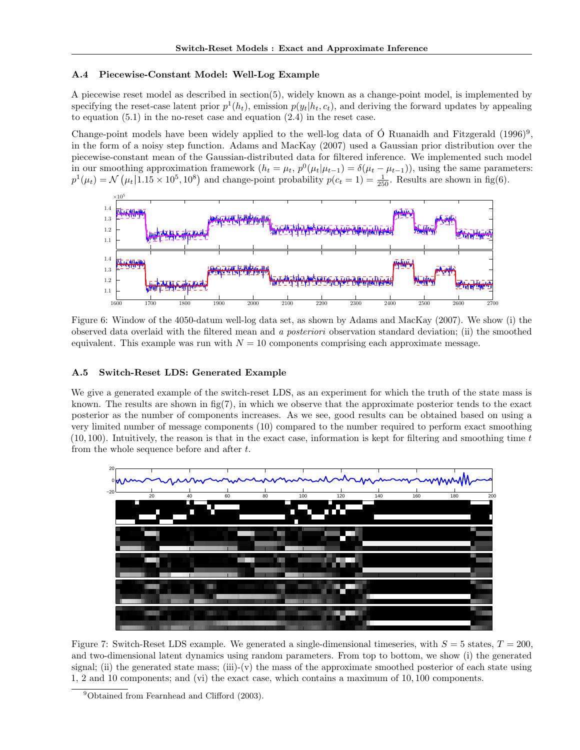### A.4 Piecewise-Constant Model: Well-Log Example

A piecewise reset model as described in section(5), widely known as a change-point model, is implemented by specifying the reset-case latent prior $p^1(h_t)$, emission $p(y_t|h_t, c_t)$, and deriving the forward updates by appealing to equation (5.1) in the no-reset case and equation (2.4) in the reset case.

Change-point models have been widely applied to the well-log data of Ó Ruanaidh and Fitzgerald (1996)[9], in the form of a noisy step function. Adams and MacKay (2007) used a Gaussian prior distribution over the piecewise-constant mean of the Gaussian-distributed data for filtered inference. We implemented such model in our smoothing approximation framework ($h_t = \mu_t$, $p^0(\mu_t|\mu_{t-1}) = \delta(\mu_t - \mu_{t-1})$), using the same parameters: $p^1(\mu_t) = \mathcal{N}\left(\mu_t|1.15 \times 10^5, 10^8\right)$ and change-point probability $p(c_t = 1) = \frac{1}{250}$. Results are shown in fig(6).

×10^5
1.4
1.3
1.2
1.1
1.4
1.3
1.2
1.1
1600 1700 1800 1900 2000 2100 2200 2300 2400 2500 2600 2700

Figure 6: Window of the 4050-datum well-log data set, as shown by Adams and MacKay (2007). We show (i) the observed data overlaid with the filtered mean and *a posteriori* observation standard deviation; (ii) the smoothed equivalent. This example was run with $N = 10$ components comprising each approximate message.

### A.5 Switch-Reset LDS: Generated Example

We give a generated example of the switch-reset LDS, as an experiment for which the truth of the state mass is known. The results are shown in fig(7), in which we observe that the approximate posterior tends to the exact posterior as the number of components increases. As we see, good results can be obtained based on using a very limited number of message components (10) compared to the number required to perform exact smoothing (10, 100). Intuitively, the reason is that in the exact case, information is kept for filtering and smoothing time $t$ from the whole sequence before and after $t$.

20
0
−20
20 40 60 80 100 120 140 160 180 200

Figure 7: Switch-Reset LDS example. We generated a single-dimensional timeseries, with $S = 5$ states, $T = 200$, and two-dimensional latent dynamics using random parameters. From top to bottom, we show (i) the generated signal; (ii) the generated state mass; (iii)-(v) the mass of the approximate smoothed posterior of each state using 1, 2 and 10 components; and (vi) the exact case, which contains a maximum of 10, 100 components.

[9] Obtained from Fearnhead and Clifford (2003).